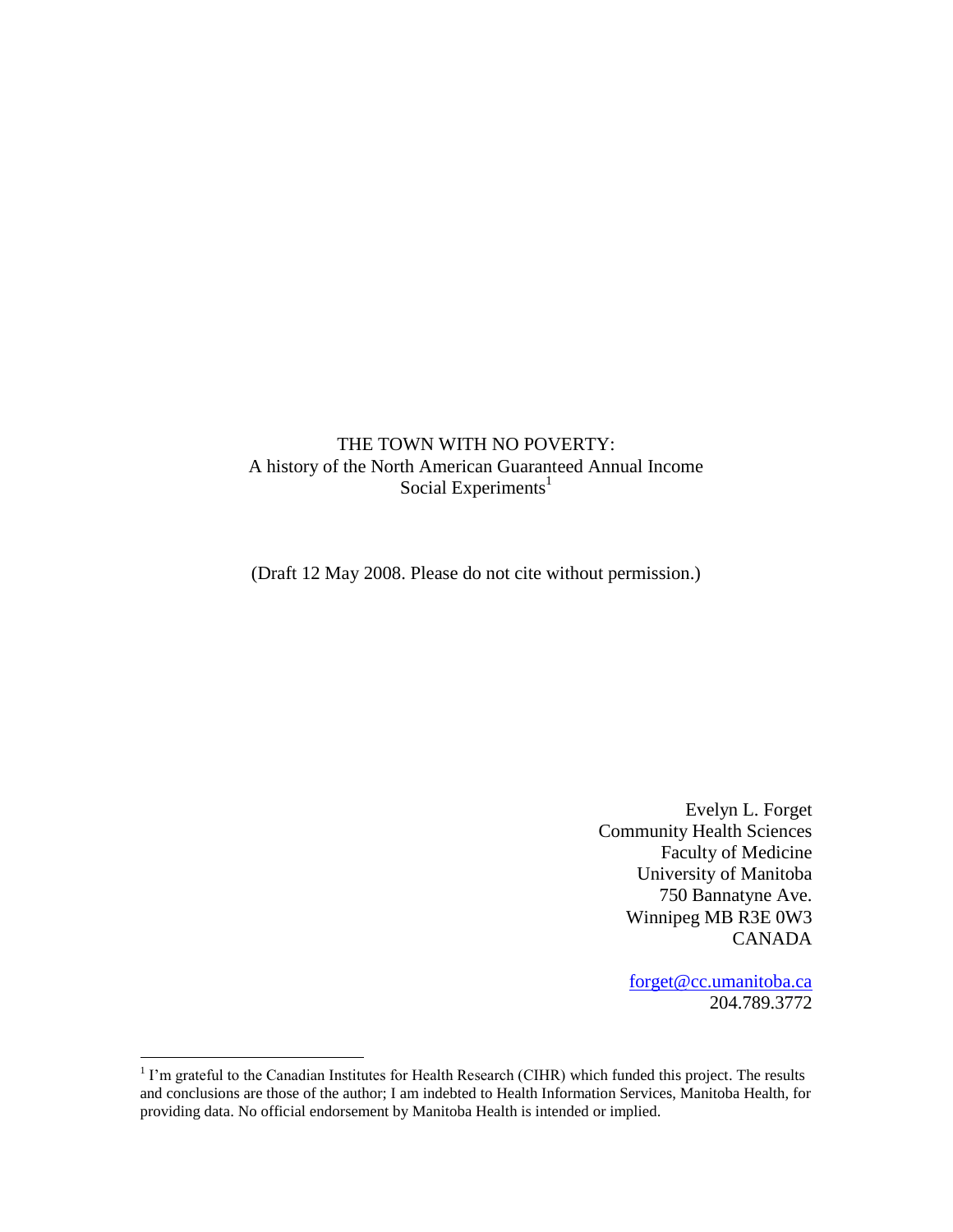# THE TOWN WITH NO POVERTY:
## A history of the North American Guaranteed Annual Income Social Experiments[1]

(Draft 12 May 2008. Please do not cite without permission.)

Evelyn L. Forget
Community Health Sciences
Faculty of Medicine
University of Manitoba
750 Bannatyne Ave.
Winnipeg MB R3E 0W3
CANADA

forget@cc.umanitoba.ca
204.789.3772

---

[1] I'm grateful to the Canadian Institutes for Health Research (CIHR) which funded this project. The results and conclusions are those of the author; I am indebted to Health Information Services, Manitoba Health, for providing data. No official endorsement by Manitoba Health is intended or implied.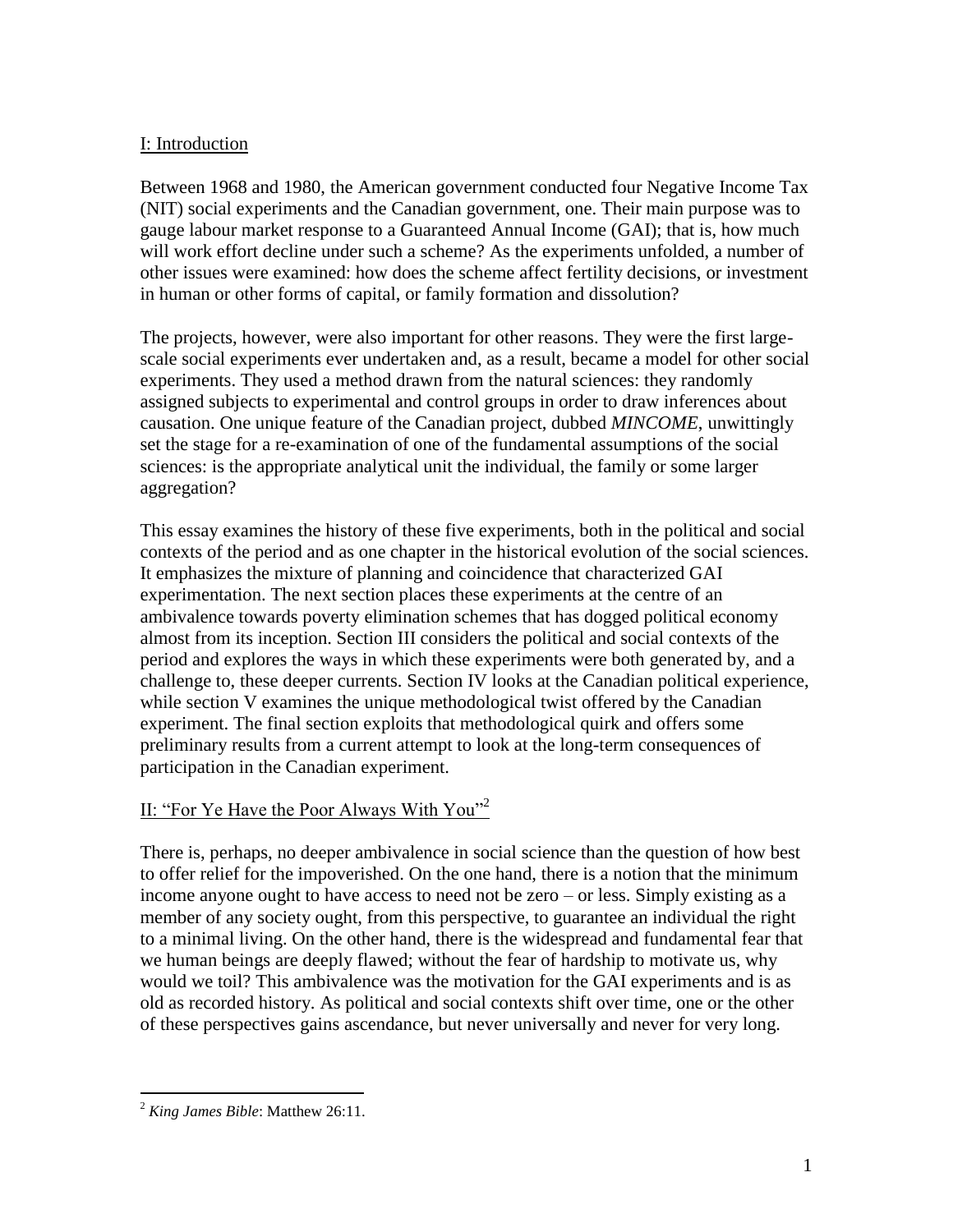## I: Introduction

Between 1968 and 1980, the American government conducted four Negative Income Tax (NIT) social experiments and the Canadian government, one. Their main purpose was to gauge labour market response to a Guaranteed Annual Income (GAI); that is, how much will work effort decline under such a scheme? As the experiments unfolded, a number of other issues were examined: how does the scheme affect fertility decisions, or investment in human or other forms of capital, or family formation and dissolution?

The projects, however, were also important for other reasons. They were the first large-scale social experiments ever undertaken and, as a result, became a model for other social experiments. They used a method drawn from the natural sciences: they randomly assigned subjects to experimental and control groups in order to draw inferences about causation. One unique feature of the Canadian project, dubbed *MINCOME*, unwittingly set the stage for a re-examination of one of the fundamental assumptions of the social sciences: is the appropriate analytical unit the individual, the family or some larger aggregation?

This essay examines the history of these five experiments, both in the political and social contexts of the period and as one chapter in the historical evolution of the social sciences. It emphasizes the mixture of planning and coincidence that characterized GAI experimentation. The next section places these experiments at the centre of an ambivalence towards poverty elimination schemes that has dogged political economy almost from its inception. Section III considers the political and social contexts of the period and explores the ways in which these experiments were both generated by, and a challenge to, these deeper currents. Section IV looks at the Canadian political experience, while section V examines the unique methodological twist offered by the Canadian experiment. The final section exploits that methodological quirk and offers some preliminary results from a current attempt to look at the long-term consequences of participation in the Canadian experiment.

## II: "For Ye Have the Poor Always With You"[2]

There is, perhaps, no deeper ambivalence in social science than the question of how best to offer relief for the impoverished. On the one hand, there is a notion that the minimum income anyone ought to have access to need not be zero – or less. Simply existing as a member of any society ought, from this perspective, to guarantee an individual the right to a minimal living. On the other hand, there is the widespread and fundamental fear that we human beings are deeply flawed; without the fear of hardship to motivate us, why would we toil? This ambivalence was the motivation for the GAI experiments and is as old as recorded history. As political and social contexts shift over time, one or the other of these perspectives gains ascendance, but never universally and never for very long.

[2] *King James Bible*: Matthew 26:11.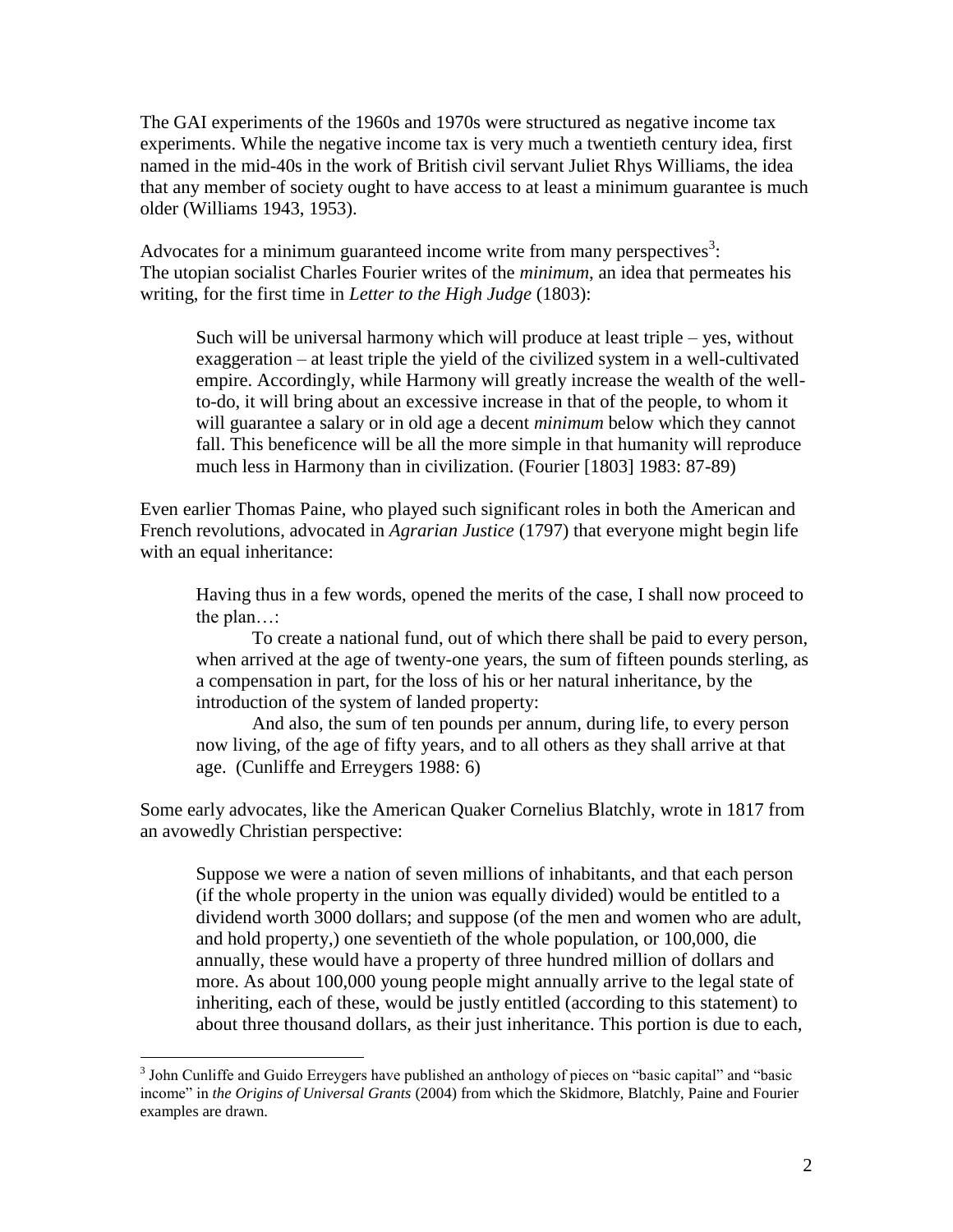The GAI experiments of the 1960s and 1970s were structured as negative income tax experiments. While the negative income tax is very much a twentieth century idea, first named in the mid-40s in the work of British civil servant Juliet Rhys Williams, the idea that any member of society ought to have access to at least a minimum guarantee is much older (Williams 1943, 1953).

Advocates for a minimum guaranteed income write from many perspectives[3]:
The utopian socialist Charles Fourier writes of the *minimum*, an idea that permeates his writing, for the first time in *Letter to the High Judge* (1803):

> Such will be universal harmony which will produce at least triple – yes, without exaggeration – at least triple the yield of the civilized system in a well-cultivated empire. Accordingly, while Harmony will greatly increase the wealth of the well-to-do, it will bring about an excessive increase in that of the people, to whom it will guarantee a salary or in old age a decent *minimum* below which they cannot fall. This beneficence will be all the more simple in that humanity will reproduce much less in Harmony than in civilization. (Fourier [1803] 1983: 87-89)

Even earlier Thomas Paine, who played such significant roles in both the American and French revolutions, advocated in *Agrarian Justice* (1797) that everyone might begin life with an equal inheritance:

> Having thus in a few words, opened the merits of the case, I shall now proceed to the plan…:
>
> To create a national fund, out of which there shall be paid to every person, when arrived at the age of twenty-one years, the sum of fifteen pounds sterling, as a compensation in part, for the loss of his or her natural inheritance, by the introduction of the system of landed property:
>
> And also, the sum of ten pounds per annum, during life, to every person now living, of the age of fifty years, and to all others as they shall arrive at that age. (Cunliffe and Erreygers 1988: 6)

Some early advocates, like the American Quaker Cornelius Blatchly, wrote in 1817 from an avowedly Christian perspective:

> Suppose we were a nation of seven millions of inhabitants, and that each person (if the whole property in the union was equally divided) would be entitled to a dividend worth 3000 dollars; and suppose (of the men and women who are adult, and hold property,) one seventieth of the whole population, or 100,000, die annually, these would have a property of three hundred million of dollars and more. As about 100,000 young people might annually arrive to the legal state of inheriting, each of these, would be justly entitled (according to this statement) to about three thousand dollars, as their just inheritance. This portion is due to each,

[3] John Cunliffe and Guido Erreygers have published an anthology of pieces on "basic capital" and "basic income" in *the Origins of Universal Grants* (2004) from which the Skidmore, Blatchly, Paine and Fourier examples are drawn.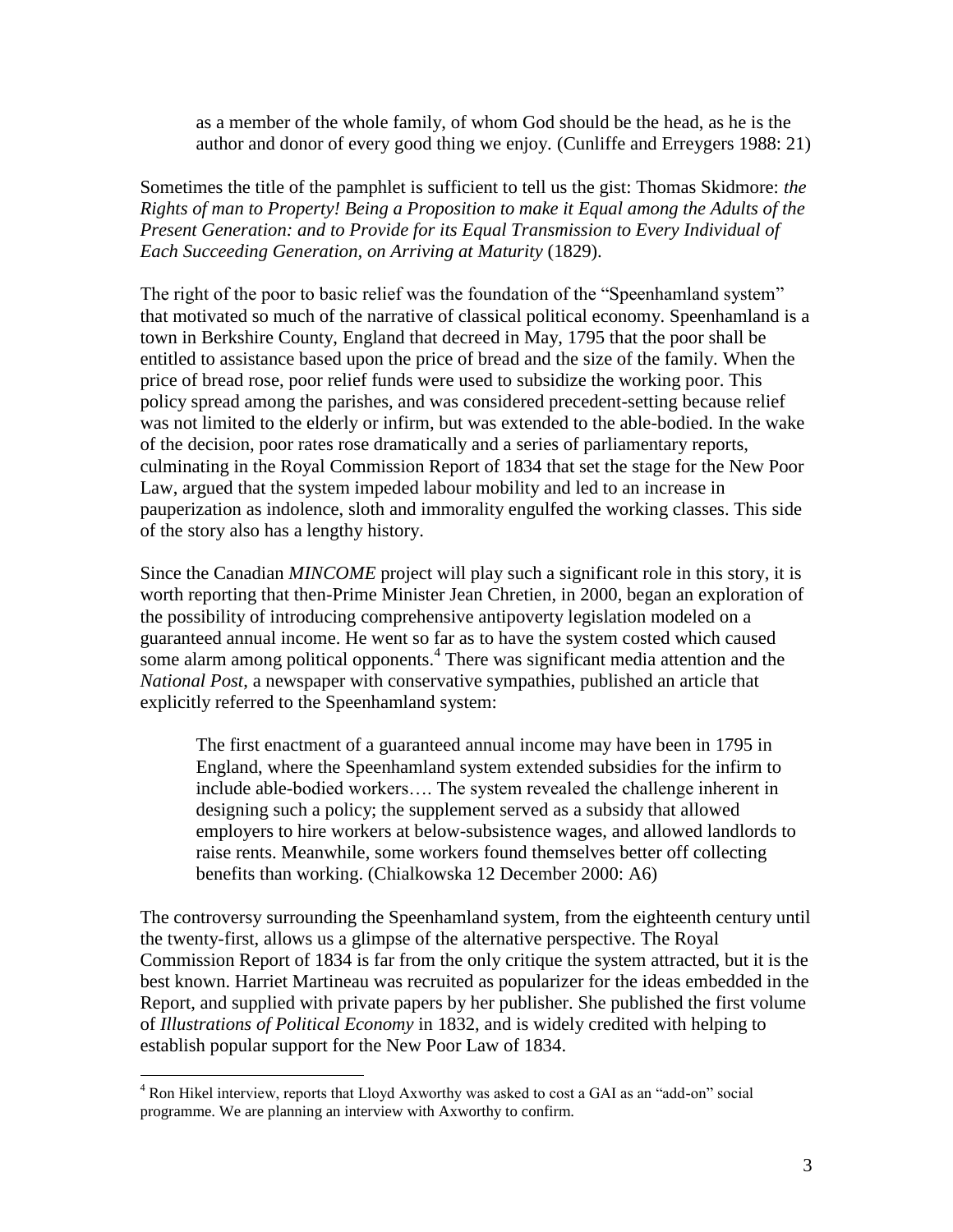> as a member of the whole family, of whom God should be the head, as he is the author and donor of every good thing we enjoy. (Cunliffe and Erreygers 1988: 21)

Sometimes the title of the pamphlet is sufficient to tell us the gist: Thomas Skidmore: *the Rights of man to Property! Being a Proposition to make it Equal among the Adults of the Present Generation: and to Provide for its Equal Transmission to Every Individual of Each Succeeding Generation, on Arriving at Maturity* (1829).

The right of the poor to basic relief was the foundation of the "Speenhamland system" that motivated so much of the narrative of classical political economy. Speenhamland is a town in Berkshire County, England that decreed in May, 1795 that the poor shall be entitled to assistance based upon the price of bread and the size of the family. When the price of bread rose, poor relief funds were used to subsidize the working poor. This policy spread among the parishes, and was considered precedent-setting because relief was not limited to the elderly or infirm, but was extended to the able-bodied. In the wake of the decision, poor rates rose dramatically and a series of parliamentary reports, culminating in the Royal Commission Report of 1834 that set the stage for the New Poor Law, argued that the system impeded labour mobility and led to an increase in pauperization as indolence, sloth and immorality engulfed the working classes. This side of the story also has a lengthy history.

Since the Canadian *MINCOME* project will play such a significant role in this story, it is worth reporting that then-Prime Minister Jean Chretien, in 2000, began an exploration of the possibility of introducing comprehensive antipoverty legislation modeled on a guaranteed annual income. He went so far as to have the system costed which caused some alarm among political opponents.[4] There was significant media attention and the *National Post*, a newspaper with conservative sympathies, published an article that explicitly referred to the Speenhamland system:

> The first enactment of a guaranteed annual income may have been in 1795 in England, where the Speenhamland system extended subsidies for the infirm to include able-bodied workers…. The system revealed the challenge inherent in designing such a policy; the supplement served as a subsidy that allowed employers to hire workers at below-subsistence wages, and allowed landlords to raise rents. Meanwhile, some workers found themselves better off collecting benefits than working. (Chialkowska 12 December 2000: A6)

The controversy surrounding the Speenhamland system, from the eighteenth century until the twenty-first, allows us a glimpse of the alternative perspective. The Royal Commission Report of 1834 is far from the only critique the system attracted, but it is the best known. Harriet Martineau was recruited as popularizer for the ideas embedded in the Report, and supplied with private papers by her publisher. She published the first volume of *Illustrations of Political Economy* in 1832, and is widely credited with helping to establish popular support for the New Poor Law of 1834.

---

[4] Ron Hikel interview, reports that Lloyd Axworthy was asked to cost a GAI as an "add-on" social programme. We are planning an interview with Axworthy to confirm.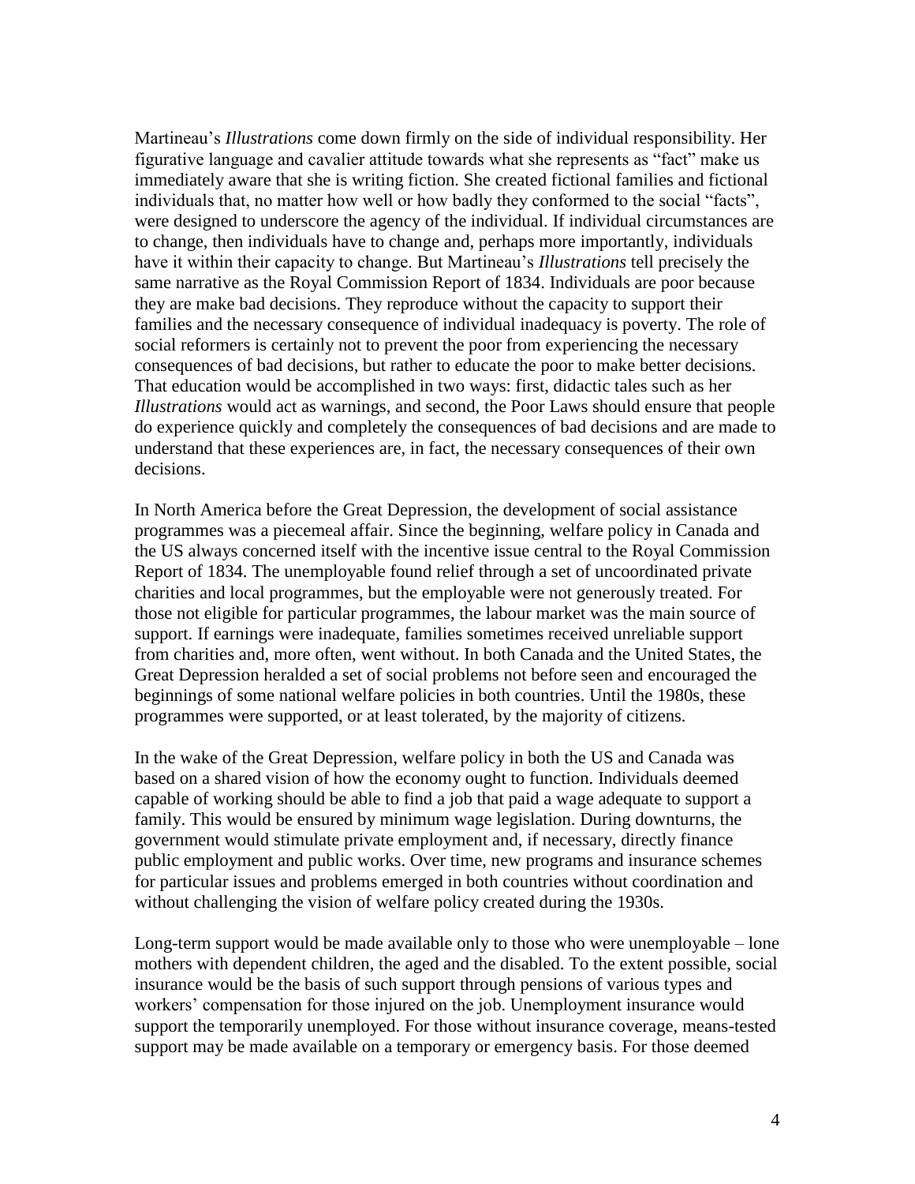Martineau's *Illustrations* come down firmly on the side of individual responsibility. Her figurative language and cavalier attitude towards what she represents as "fact" make us immediately aware that she is writing fiction. She created fictional families and fictional individuals that, no matter how well or how badly they conformed to the social "facts", were designed to underscore the agency of the individual. If individual circumstances are to change, then individuals have to change and, perhaps more importantly, individuals have it within their capacity to change. But Martineau's *Illustrations* tell precisely the same narrative as the Royal Commission Report of 1834. Individuals are poor because they are make bad decisions. They reproduce without the capacity to support their families and the necessary consequence of individual inadequacy is poverty. The role of social reformers is certainly not to prevent the poor from experiencing the necessary consequences of bad decisions, but rather to educate the poor to make better decisions. That education would be accomplished in two ways: first, didactic tales such as her *Illustrations* would act as warnings, and second, the Poor Laws should ensure that people do experience quickly and completely the consequences of bad decisions and are made to understand that these experiences are, in fact, the necessary consequences of their own decisions.

In North America before the Great Depression, the development of social assistance programmes was a piecemeal affair. Since the beginning, welfare policy in Canada and the US always concerned itself with the incentive issue central to the Royal Commission Report of 1834. The unemployable found relief through a set of uncoordinated private charities and local programmes, but the employable were not generously treated. For those not eligible for particular programmes, the labour market was the main source of support. If earnings were inadequate, families sometimes received unreliable support from charities and, more often, went without. In both Canada and the United States, the Great Depression heralded a set of social problems not before seen and encouraged the beginnings of some national welfare policies in both countries. Until the 1980s, these programmes were supported, or at least tolerated, by the majority of citizens.

In the wake of the Great Depression, welfare policy in both the US and Canada was based on a shared vision of how the economy ought to function. Individuals deemed capable of working should be able to find a job that paid a wage adequate to support a family. This would be ensured by minimum wage legislation. During downturns, the government would stimulate private employment and, if necessary, directly finance public employment and public works. Over time, new programs and insurance schemes for particular issues and problems emerged in both countries without coordination and without challenging the vision of welfare policy created during the 1930s.

Long-term support would be made available only to those who were unemployable – lone mothers with dependent children, the aged and the disabled. To the extent possible, social insurance would be the basis of such support through pensions of various types and workers' compensation for those injured on the job. Unemployment insurance would support the temporarily unemployed. For those without insurance coverage, means-tested support may be made available on a temporary or emergency basis. For those deemed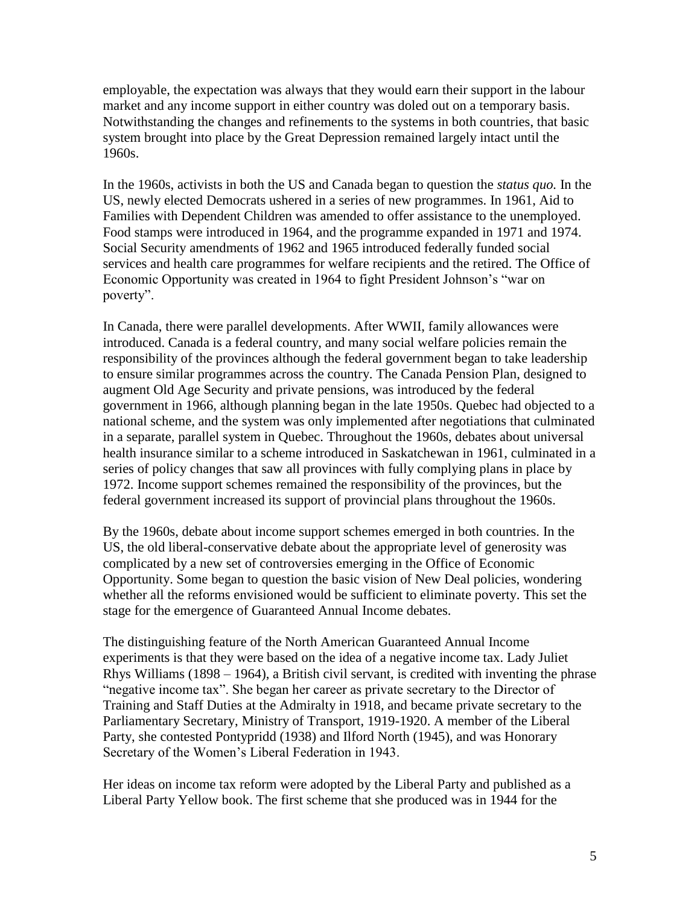employable, the expectation was always that they would earn their support in the labour market and any income support in either country was doled out on a temporary basis. Notwithstanding the changes and refinements to the systems in both countries, that basic system brought into place by the Great Depression remained largely intact until the 1960s.

In the 1960s, activists in both the US and Canada began to question the *status quo.* In the US, newly elected Democrats ushered in a series of new programmes. In 1961, Aid to Families with Dependent Children was amended to offer assistance to the unemployed. Food stamps were introduced in 1964, and the programme expanded in 1971 and 1974. Social Security amendments of 1962 and 1965 introduced federally funded social services and health care programmes for welfare recipients and the retired. The Office of Economic Opportunity was created in 1964 to fight President Johnson's "war on poverty".

In Canada, there were parallel developments. After WWII, family allowances were introduced. Canada is a federal country, and many social welfare policies remain the responsibility of the provinces although the federal government began to take leadership to ensure similar programmes across the country. The Canada Pension Plan, designed to augment Old Age Security and private pensions, was introduced by the federal government in 1966, although planning began in the late 1950s. Quebec had objected to a national scheme, and the system was only implemented after negotiations that culminated in a separate, parallel system in Quebec. Throughout the 1960s, debates about universal health insurance similar to a scheme introduced in Saskatchewan in 1961, culminated in a series of policy changes that saw all provinces with fully complying plans in place by 1972. Income support schemes remained the responsibility of the provinces, but the federal government increased its support of provincial plans throughout the 1960s.

By the 1960s, debate about income support schemes emerged in both countries. In the US, the old liberal-conservative debate about the appropriate level of generosity was complicated by a new set of controversies emerging in the Office of Economic Opportunity. Some began to question the basic vision of New Deal policies, wondering whether all the reforms envisioned would be sufficient to eliminate poverty. This set the stage for the emergence of Guaranteed Annual Income debates.

The distinguishing feature of the North American Guaranteed Annual Income experiments is that they were based on the idea of a negative income tax. Lady Juliet Rhys Williams (1898 – 1964), a British civil servant, is credited with inventing the phrase "negative income tax". She began her career as private secretary to the Director of Training and Staff Duties at the Admiralty in 1918, and became private secretary to the Parliamentary Secretary, Ministry of Transport, 1919-1920. A member of the Liberal Party, she contested Pontypridd (1938) and Ilford North (1945), and was Honorary Secretary of the Women's Liberal Federation in 1943.

Her ideas on income tax reform were adopted by the Liberal Party and published as a Liberal Party Yellow book. The first scheme that she produced was in 1944 for the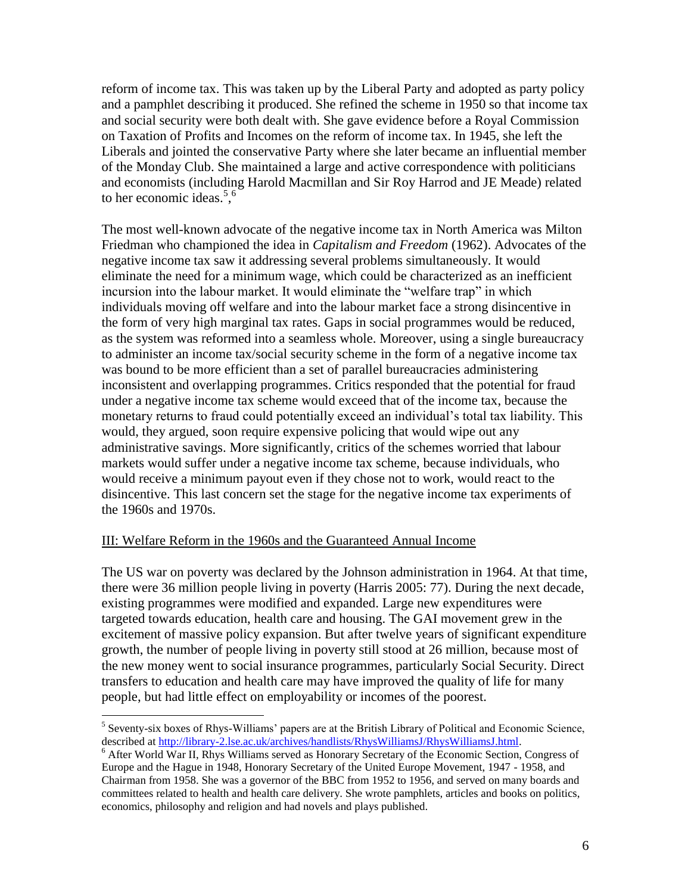reform of income tax. This was taken up by the Liberal Party and adopted as party policy and a pamphlet describing it produced. She refined the scheme in 1950 so that income tax and social security were both dealt with. She gave evidence before a Royal Commission on Taxation of Profits and Incomes on the reform of income tax. In 1945, she left the Liberals and jointed the conservative Party where she later became an influential member of the Monday Club. She maintained a large and active correspondence with politicians and economists (including Harold Macmillan and Sir Roy Harrod and JE Meade) related to her economic ideas.[5],[6]

The most well-known advocate of the negative income tax in North America was Milton Friedman who championed the idea in *Capitalism and Freedom* (1962). Advocates of the negative income tax saw it addressing several problems simultaneously. It would eliminate the need for a minimum wage, which could be characterized as an inefficient incursion into the labour market. It would eliminate the "welfare trap" in which individuals moving off welfare and into the labour market face a strong disincentive in the form of very high marginal tax rates. Gaps in social programmes would be reduced, as the system was reformed into a seamless whole. Moreover, using a single bureaucracy to administer an income tax/social security scheme in the form of a negative income tax was bound to be more efficient than a set of parallel bureaucracies administering inconsistent and overlapping programmes. Critics responded that the potential for fraud under a negative income tax scheme would exceed that of the income tax, because the monetary returns to fraud could potentially exceed an individual's total tax liability. This would, they argued, soon require expensive policing that would wipe out any administrative savings. More significantly, critics of the schemes worried that labour markets would suffer under a negative income tax scheme, because individuals, who would receive a minimum payout even if they chose not to work, would react to the disincentive. This last concern set the stage for the negative income tax experiments of the 1960s and 1970s.

## III: Welfare Reform in the 1960s and the Guaranteed Annual Income

The US war on poverty was declared by the Johnson administration in 1964. At that time, there were 36 million people living in poverty (Harris 2005: 77). During the next decade, existing programmes were modified and expanded. Large new expenditures were targeted towards education, health care and housing. The GAI movement grew in the excitement of massive policy expansion. But after twelve years of significant expenditure growth, the number of people living in poverty still stood at 26 million, because most of the new money went to social insurance programmes, particularly Social Security. Direct transfers to education and health care may have improved the quality of life for many people, but had little effect on employability or incomes of the poorest.

---

[5] Seventy-six boxes of Rhys-Williams' papers are at the British Library of Political and Economic Science, described at http://library-2.lse.ac.uk/archives/handlists/RhysWilliamsJ/RhysWilliamsJ.html.

[6] After World War II, Rhys Williams served as Honorary Secretary of the Economic Section, Congress of Europe and the Hague in 1948, Honorary Secretary of the United Europe Movement, 1947 - 1958, and Chairman from 1958. She was a governor of the BBC from 1952 to 1956, and served on many boards and committees related to health and health care delivery. She wrote pamphlets, articles and books on politics, economics, philosophy and religion and had novels and plays published.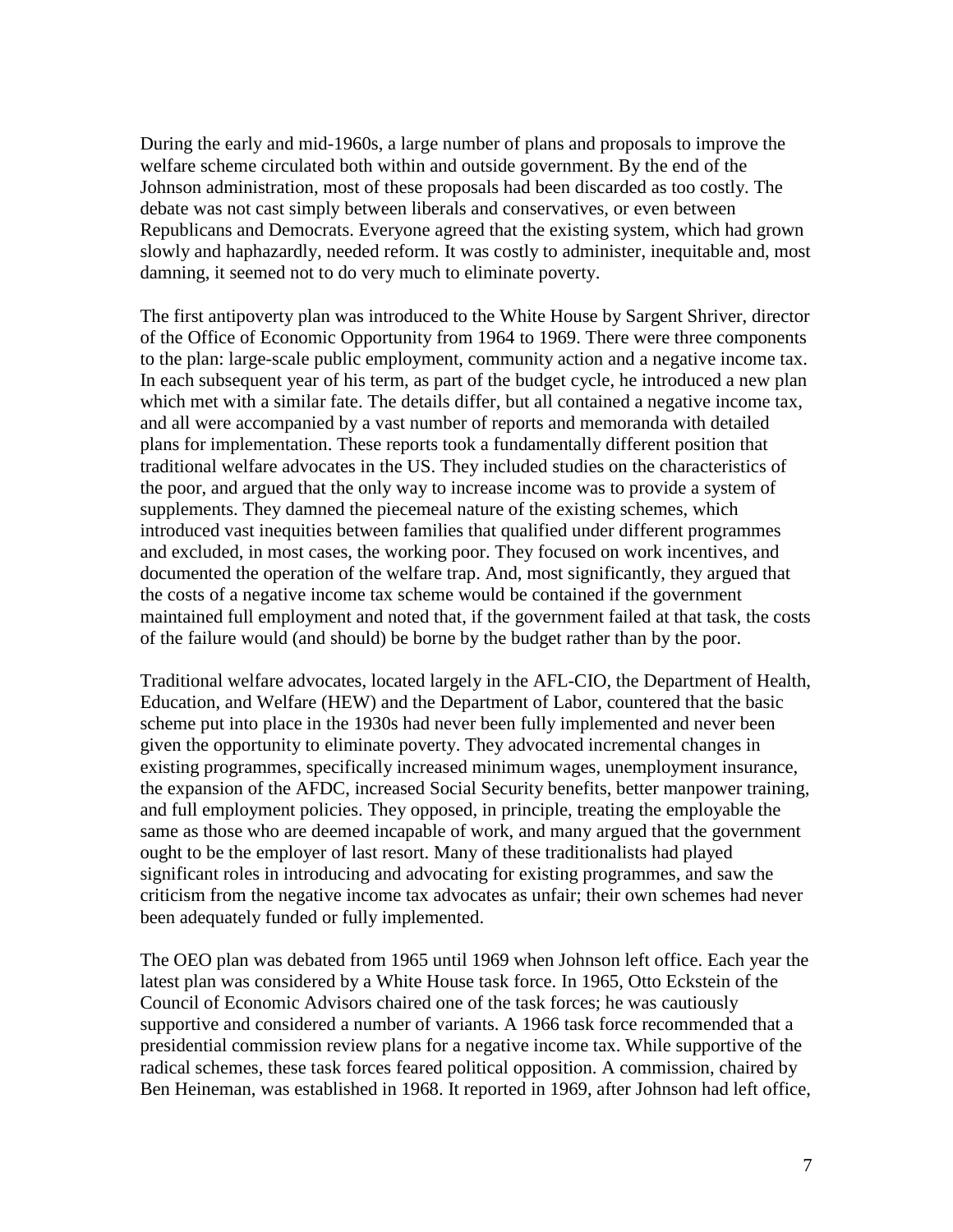During the early and mid-1960s, a large number of plans and proposals to improve the welfare scheme circulated both within and outside government. By the end of the Johnson administration, most of these proposals had been discarded as too costly. The debate was not cast simply between liberals and conservatives, or even between Republicans and Democrats. Everyone agreed that the existing system, which had grown slowly and haphazardly, needed reform. It was costly to administer, inequitable and, most damning, it seemed not to do very much to eliminate poverty.

The first antipoverty plan was introduced to the White House by Sargent Shriver, director of the Office of Economic Opportunity from 1964 to 1969. There were three components to the plan: large-scale public employment, community action and a negative income tax. In each subsequent year of his term, as part of the budget cycle, he introduced a new plan which met with a similar fate. The details differ, but all contained a negative income tax, and all were accompanied by a vast number of reports and memoranda with detailed plans for implementation. These reports took a fundamentally different position that traditional welfare advocates in the US. They included studies on the characteristics of the poor, and argued that the only way to increase income was to provide a system of supplements. They damned the piecemeal nature of the existing schemes, which introduced vast inequities between families that qualified under different programmes and excluded, in most cases, the working poor. They focused on work incentives, and documented the operation of the welfare trap. And, most significantly, they argued that the costs of a negative income tax scheme would be contained if the government maintained full employment and noted that, if the government failed at that task, the costs of the failure would (and should) be borne by the budget rather than by the poor.

Traditional welfare advocates, located largely in the AFL-CIO, the Department of Health, Education, and Welfare (HEW) and the Department of Labor, countered that the basic scheme put into place in the 1930s had never been fully implemented and never been given the opportunity to eliminate poverty. They advocated incremental changes in existing programmes, specifically increased minimum wages, unemployment insurance, the expansion of the AFDC, increased Social Security benefits, better manpower training, and full employment policies. They opposed, in principle, treating the employable the same as those who are deemed incapable of work, and many argued that the government ought to be the employer of last resort. Many of these traditionalists had played significant roles in introducing and advocating for existing programmes, and saw the criticism from the negative income tax advocates as unfair; their own schemes had never been adequately funded or fully implemented.

The OEO plan was debated from 1965 until 1969 when Johnson left office. Each year the latest plan was considered by a White House task force. In 1965, Otto Eckstein of the Council of Economic Advisors chaired one of the task forces; he was cautiously supportive and considered a number of variants. A 1966 task force recommended that a presidential commission review plans for a negative income tax. While supportive of the radical schemes, these task forces feared political opposition. A commission, chaired by Ben Heineman, was established in 1968. It reported in 1969, after Johnson had left office,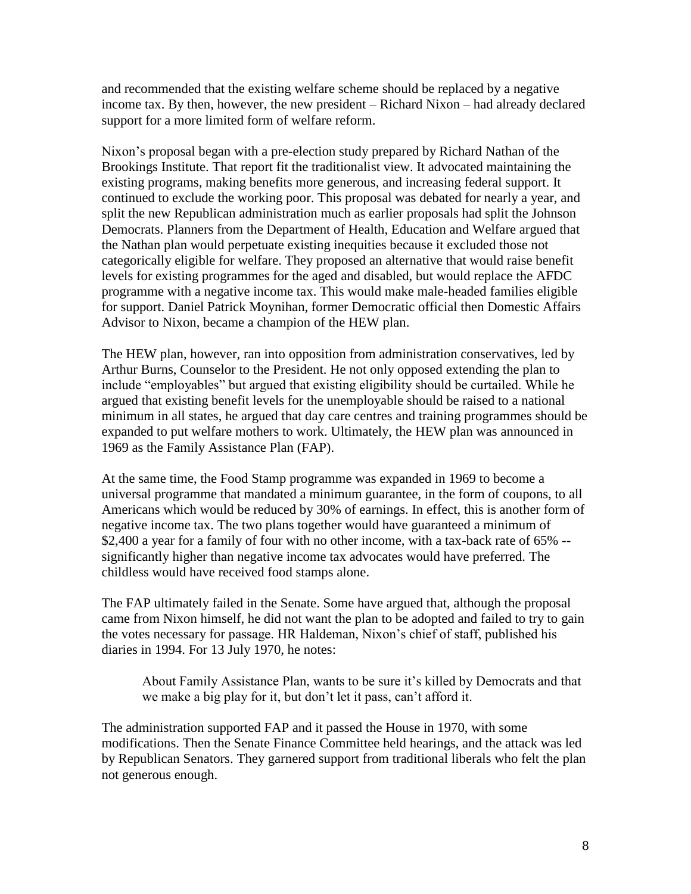and recommended that the existing welfare scheme should be replaced by a negative income tax. By then, however, the new president – Richard Nixon – had already declared support for a more limited form of welfare reform.

Nixon's proposal began with a pre-election study prepared by Richard Nathan of the Brookings Institute. That report fit the traditionalist view. It advocated maintaining the existing programs, making benefits more generous, and increasing federal support. It continued to exclude the working poor. This proposal was debated for nearly a year, and split the new Republican administration much as earlier proposals had split the Johnson Democrats. Planners from the Department of Health, Education and Welfare argued that the Nathan plan would perpetuate existing inequities because it excluded those not categorically eligible for welfare. They proposed an alternative that would raise benefit levels for existing programmes for the aged and disabled, but would replace the AFDC programme with a negative income tax. This would make male-headed families eligible for support. Daniel Patrick Moynihan, former Democratic official then Domestic Affairs Advisor to Nixon, became a champion of the HEW plan.

The HEW plan, however, ran into opposition from administration conservatives, led by Arthur Burns, Counselor to the President. He not only opposed extending the plan to include "employables" but argued that existing eligibility should be curtailed. While he argued that existing benefit levels for the unemployable should be raised to a national minimum in all states, he argued that day care centres and training programmes should be expanded to put welfare mothers to work. Ultimately, the HEW plan was announced in 1969 as the Family Assistance Plan (FAP).

At the same time, the Food Stamp programme was expanded in 1969 to become a universal programme that mandated a minimum guarantee, in the form of coupons, to all Americans which would be reduced by 30% of earnings. In effect, this is another form of negative income tax. The two plans together would have guaranteed a minimum of $2,400 a year for a family of four with no other income, with a tax-back rate of 65% -- significantly higher than negative income tax advocates would have preferred. The childless would have received food stamps alone.

The FAP ultimately failed in the Senate. Some have argued that, although the proposal came from Nixon himself, he did not want the plan to be adopted and failed to try to gain the votes necessary for passage. HR Haldeman, Nixon's chief of staff, published his diaries in 1994. For 13 July 1970, he notes:

> About Family Assistance Plan, wants to be sure it's killed by Democrats and that we make a big play for it, but don't let it pass, can't afford it.

The administration supported FAP and it passed the House in 1970, with some modifications. Then the Senate Finance Committee held hearings, and the attack was led by Republican Senators. They garnered support from traditional liberals who felt the plan not generous enough.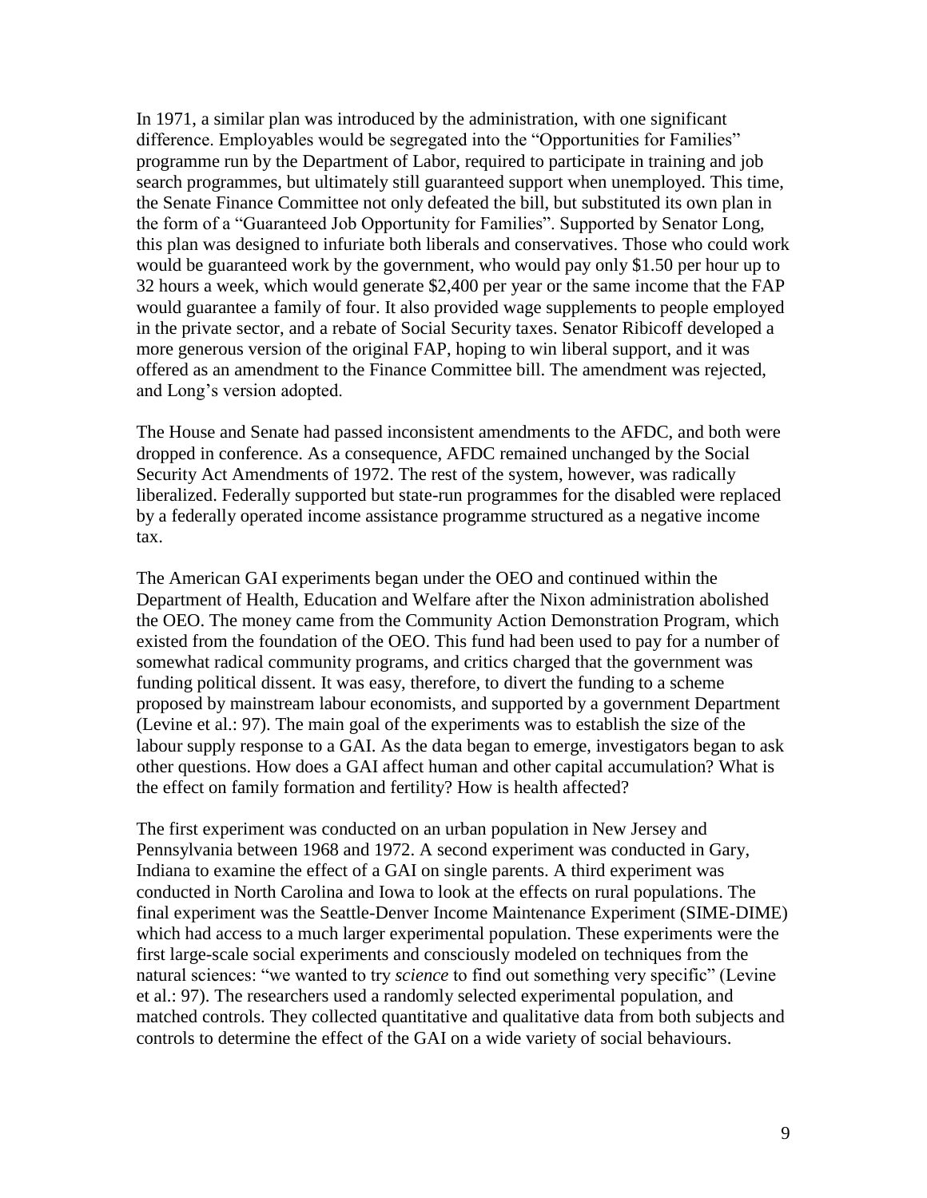In 1971, a similar plan was introduced by the administration, with one significant difference. Employables would be segregated into the "Opportunities for Families" programme run by the Department of Labor, required to participate in training and job search programmes, but ultimately still guaranteed support when unemployed. This time, the Senate Finance Committee not only defeated the bill, but substituted its own plan in the form of a "Guaranteed Job Opportunity for Families". Supported by Senator Long, this plan was designed to infuriate both liberals and conservatives. Those who could work would be guaranteed work by the government, who would pay only $1.50 per hour up to 32 hours a week, which would generate $2,400 per year or the same income that the FAP would guarantee a family of four. It also provided wage supplements to people employed in the private sector, and a rebate of Social Security taxes. Senator Ribicoff developed a more generous version of the original FAP, hoping to win liberal support, and it was offered as an amendment to the Finance Committee bill. The amendment was rejected, and Long's version adopted.

The House and Senate had passed inconsistent amendments to the AFDC, and both were dropped in conference. As a consequence, AFDC remained unchanged by the Social Security Act Amendments of 1972. The rest of the system, however, was radically liberalized. Federally supported but state-run programmes for the disabled were replaced by a federally operated income assistance programme structured as a negative income tax.

The American GAI experiments began under the OEO and continued within the Department of Health, Education and Welfare after the Nixon administration abolished the OEO. The money came from the Community Action Demonstration Program, which existed from the foundation of the OEO. This fund had been used to pay for a number of somewhat radical community programs, and critics charged that the government was funding political dissent. It was easy, therefore, to divert the funding to a scheme proposed by mainstream labour economists, and supported by a government Department (Levine et al.: 97). The main goal of the experiments was to establish the size of the labour supply response to a GAI. As the data began to emerge, investigators began to ask other questions. How does a GAI affect human and other capital accumulation? What is the effect on family formation and fertility? How is health affected?

The first experiment was conducted on an urban population in New Jersey and Pennsylvania between 1968 and 1972. A second experiment was conducted in Gary, Indiana to examine the effect of a GAI on single parents. A third experiment was conducted in North Carolina and Iowa to look at the effects on rural populations. The final experiment was the Seattle-Denver Income Maintenance Experiment (SIME-DIME) which had access to a much larger experimental population. These experiments were the first large-scale social experiments and consciously modeled on techniques from the natural sciences: "we wanted to try *science* to find out something very specific" (Levine et al.: 97). The researchers used a randomly selected experimental population, and matched controls. They collected quantitative and qualitative data from both subjects and controls to determine the effect of the GAI on a wide variety of social behaviours.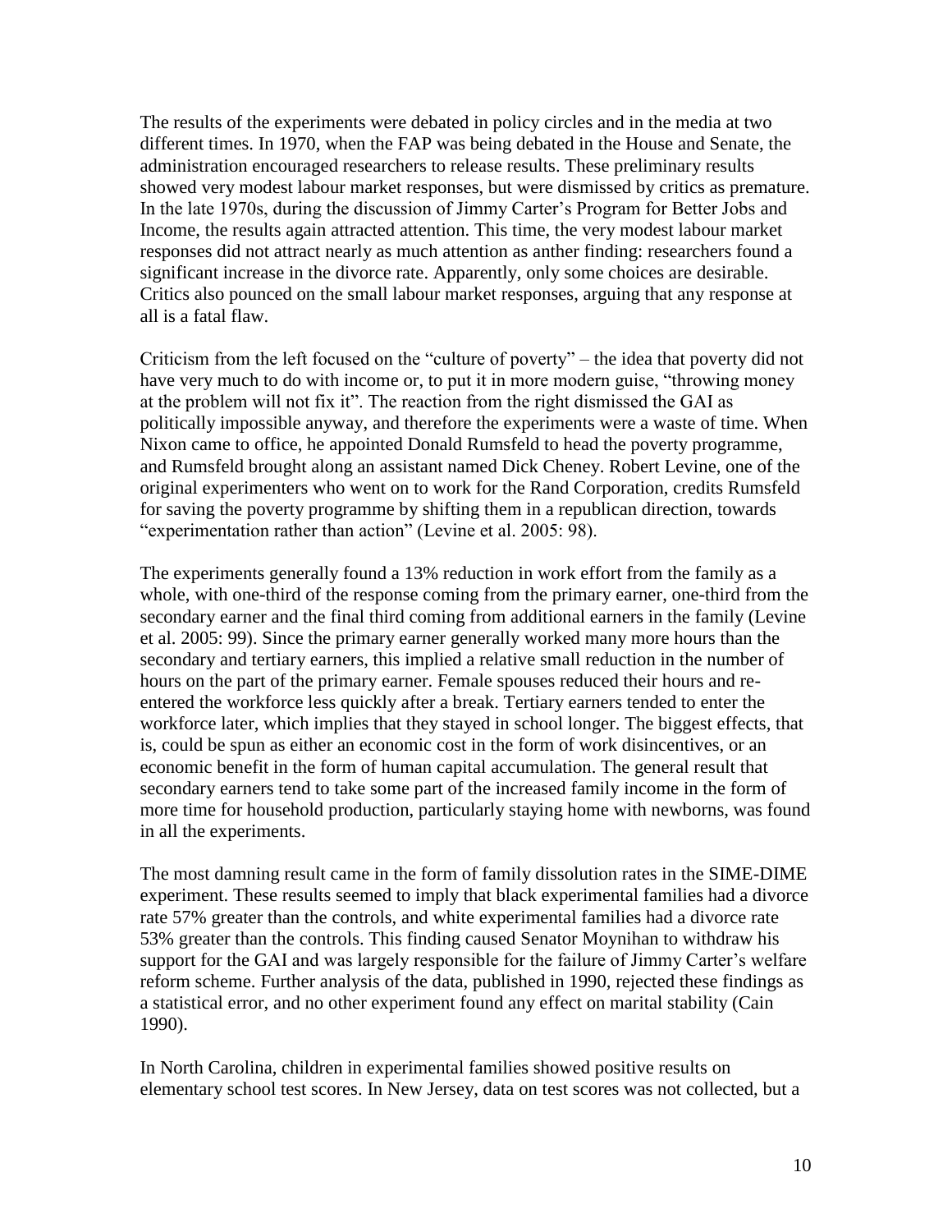The results of the experiments were debated in policy circles and in the media at two different times. In 1970, when the FAP was being debated in the House and Senate, the administration encouraged researchers to release results. These preliminary results showed very modest labour market responses, but were dismissed by critics as premature. In the late 1970s, during the discussion of Jimmy Carter's Program for Better Jobs and Income, the results again attracted attention. This time, the very modest labour market responses did not attract nearly as much attention as anther finding: researchers found a significant increase in the divorce rate. Apparently, only some choices are desirable. Critics also pounced on the small labour market responses, arguing that any response at all is a fatal flaw.

Criticism from the left focused on the "culture of poverty" – the idea that poverty did not have very much to do with income or, to put it in more modern guise, "throwing money at the problem will not fix it". The reaction from the right dismissed the GAI as politically impossible anyway, and therefore the experiments were a waste of time. When Nixon came to office, he appointed Donald Rumsfeld to head the poverty programme, and Rumsfeld brought along an assistant named Dick Cheney. Robert Levine, one of the original experimenters who went on to work for the Rand Corporation, credits Rumsfeld for saving the poverty programme by shifting them in a republican direction, towards "experimentation rather than action" (Levine et al. 2005: 98).

The experiments generally found a 13% reduction in work effort from the family as a whole, with one-third of the response coming from the primary earner, one-third from the secondary earner and the final third coming from additional earners in the family (Levine et al. 2005: 99). Since the primary earner generally worked many more hours than the secondary and tertiary earners, this implied a relative small reduction in the number of hours on the part of the primary earner. Female spouses reduced their hours and re-entered the workforce less quickly after a break. Tertiary earners tended to enter the workforce later, which implies that they stayed in school longer. The biggest effects, that is, could be spun as either an economic cost in the form of work disincentives, or an economic benefit in the form of human capital accumulation. The general result that secondary earners tend to take some part of the increased family income in the form of more time for household production, particularly staying home with newborns, was found in all the experiments.

The most damning result came in the form of family dissolution rates in the SIME-DIME experiment. These results seemed to imply that black experimental families had a divorce rate 57% greater than the controls, and white experimental families had a divorce rate 53% greater than the controls. This finding caused Senator Moynihan to withdraw his support for the GAI and was largely responsible for the failure of Jimmy Carter's welfare reform scheme. Further analysis of the data, published in 1990, rejected these findings as a statistical error, and no other experiment found any effect on marital stability (Cain 1990).

In North Carolina, children in experimental families showed positive results on elementary school test scores. In New Jersey, data on test scores was not collected, but a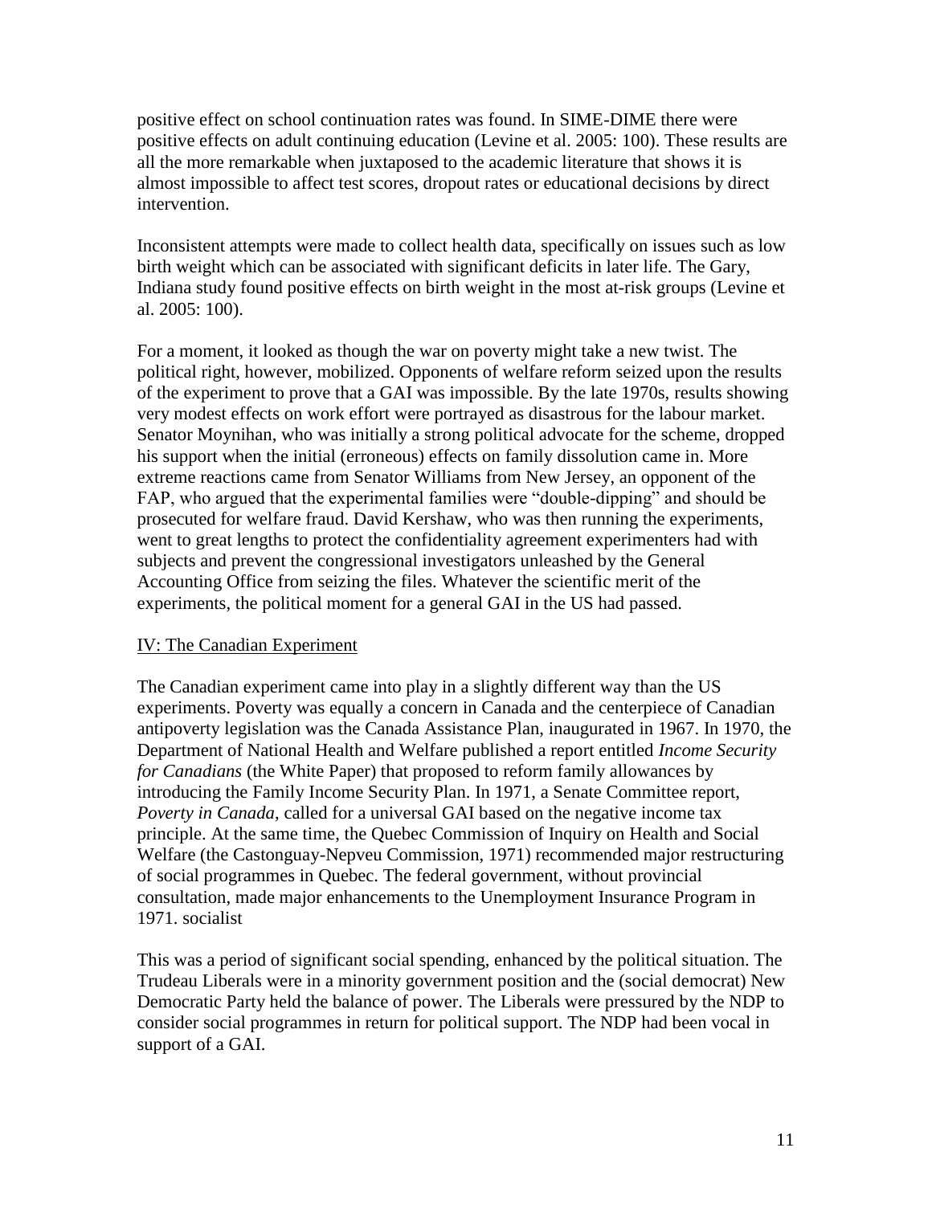positive effect on school continuation rates was found. In SIME-DIME there were positive effects on adult continuing education (Levine et al. 2005: 100). These results are all the more remarkable when juxtaposed to the academic literature that shows it is almost impossible to affect test scores, dropout rates or educational decisions by direct intervention.

Inconsistent attempts were made to collect health data, specifically on issues such as low birth weight which can be associated with significant deficits in later life. The Gary, Indiana study found positive effects on birth weight in the most at-risk groups (Levine et al. 2005: 100).

For a moment, it looked as though the war on poverty might take a new twist. The political right, however, mobilized. Opponents of welfare reform seized upon the results of the experiment to prove that a GAI was impossible. By the late 1970s, results showing very modest effects on work effort were portrayed as disastrous for the labour market. Senator Moynihan, who was initially a strong political advocate for the scheme, dropped his support when the initial (erroneous) effects on family dissolution came in. More extreme reactions came from Senator Williams from New Jersey, an opponent of the FAP, who argued that the experimental families were "double-dipping" and should be prosecuted for welfare fraud. David Kershaw, who was then running the experiments, went to great lengths to protect the confidentiality agreement experimenters had with subjects and prevent the congressional investigators unleashed by the General Accounting Office from seizing the files. Whatever the scientific merit of the experiments, the political moment for a general GAI in the US had passed.

## IV: The Canadian Experiment

The Canadian experiment came into play in a slightly different way than the US experiments. Poverty was equally a concern in Canada and the centerpiece of Canadian antipoverty legislation was the Canada Assistance Plan, inaugurated in 1967. In 1970, the Department of National Health and Welfare published a report entitled *Income Security for Canadians* (the White Paper) that proposed to reform family allowances by introducing the Family Income Security Plan. In 1971, a Senate Committee report, *Poverty in Canada*, called for a universal GAI based on the negative income tax principle. At the same time, the Quebec Commission of Inquiry on Health and Social Welfare (the Castonguay-Nepveu Commission, 1971) recommended major restructuring of social programmes in Quebec. The federal government, without provincial consultation, made major enhancements to the Unemployment Insurance Program in 1971. socialist

This was a period of significant social spending, enhanced by the political situation. The Trudeau Liberals were in a minority government position and the (social democrat) New Democratic Party held the balance of power. The Liberals were pressured by the NDP to consider social programmes in return for political support. The NDP had been vocal in support of a GAI.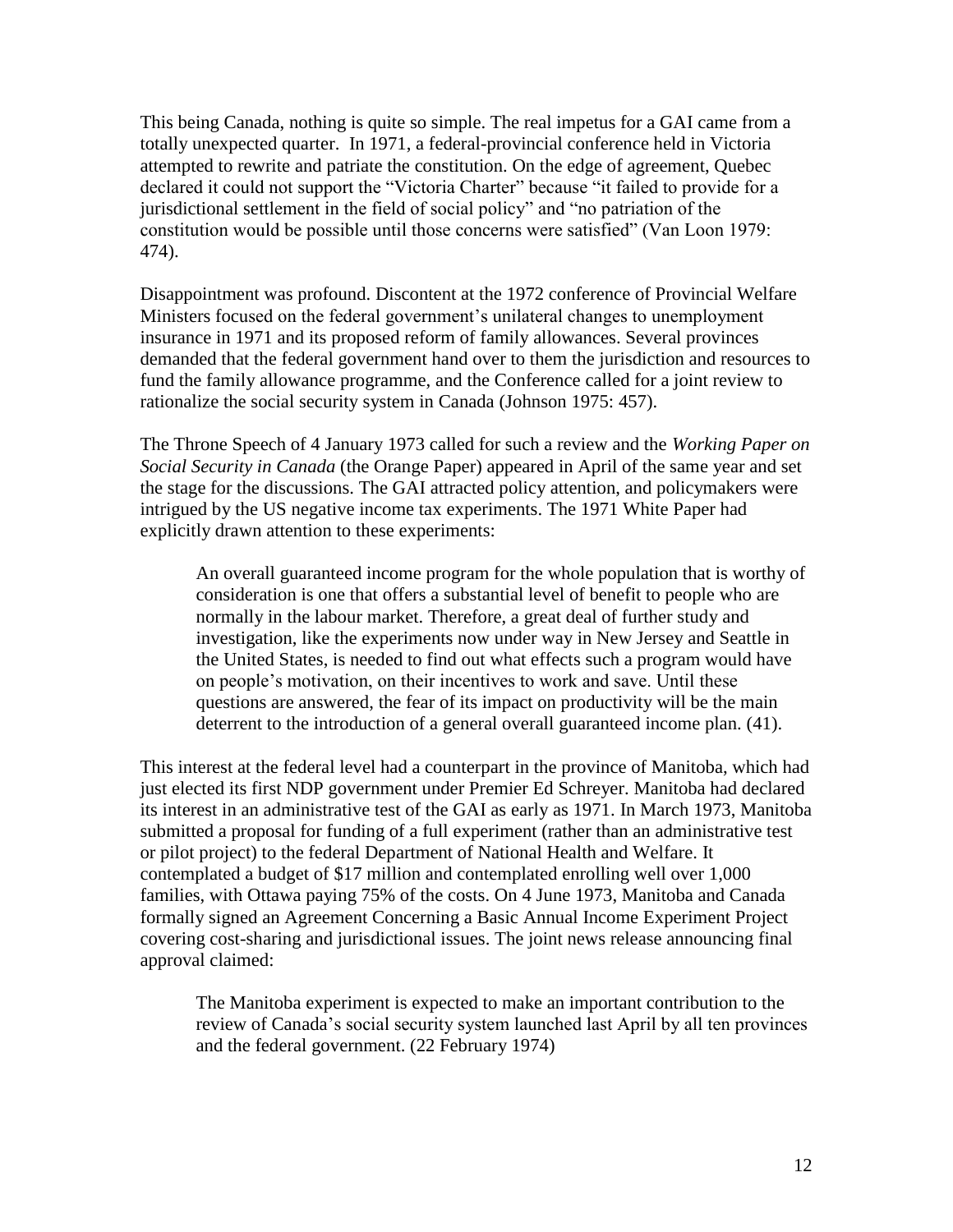This being Canada, nothing is quite so simple. The real impetus for a GAI came from a totally unexpected quarter. In 1971, a federal-provincial conference held in Victoria attempted to rewrite and patriate the constitution. On the edge of agreement, Quebec declared it could not support the "Victoria Charter" because "it failed to provide for a jurisdictional settlement in the field of social policy" and "no patriation of the constitution would be possible until those concerns were satisfied" (Van Loon 1979: 474).

Disappointment was profound. Discontent at the 1972 conference of Provincial Welfare Ministers focused on the federal government's unilateral changes to unemployment insurance in 1971 and its proposed reform of family allowances. Several provinces demanded that the federal government hand over to them the jurisdiction and resources to fund the family allowance programme, and the Conference called for a joint review to rationalize the social security system in Canada (Johnson 1975: 457).

The Throne Speech of 4 January 1973 called for such a review and the *Working Paper on Social Security in Canada* (the Orange Paper) appeared in April of the same year and set the stage for the discussions. The GAI attracted policy attention, and policymakers were intrigued by the US negative income tax experiments. The 1971 White Paper had explicitly drawn attention to these experiments:

> An overall guaranteed income program for the whole population that is worthy of consideration is one that offers a substantial level of benefit to people who are normally in the labour market. Therefore, a great deal of further study and investigation, like the experiments now under way in New Jersey and Seattle in the United States, is needed to find out what effects such a program would have on people's motivation, on their incentives to work and save. Until these questions are answered, the fear of its impact on productivity will be the main deterrent to the introduction of a general overall guaranteed income plan. (41).

This interest at the federal level had a counterpart in the province of Manitoba, which had just elected its first NDP government under Premier Ed Schreyer. Manitoba had declared its interest in an administrative test of the GAI as early as 1971. In March 1973, Manitoba submitted a proposal for funding of a full experiment (rather than an administrative test or pilot project) to the federal Department of National Health and Welfare. It contemplated a budget of $17 million and contemplated enrolling well over 1,000 families, with Ottawa paying 75% of the costs. On 4 June 1973, Manitoba and Canada formally signed an Agreement Concerning a Basic Annual Income Experiment Project covering cost-sharing and jurisdictional issues. The joint news release announcing final approval claimed:

> The Manitoba experiment is expected to make an important contribution to the review of Canada's social security system launched last April by all ten provinces and the federal government. (22 February 1974)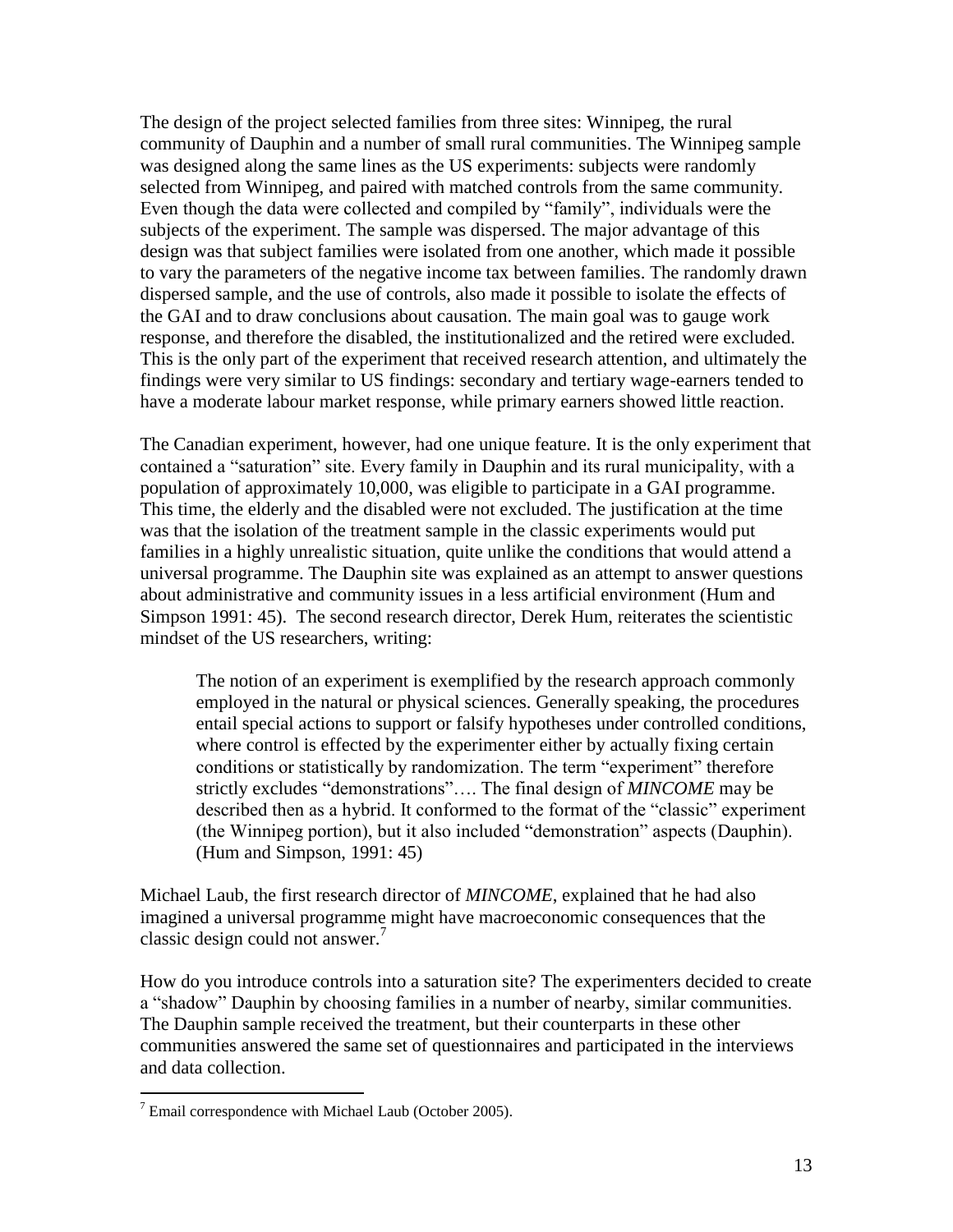The design of the project selected families from three sites: Winnipeg, the rural community of Dauphin and a number of small rural communities. The Winnipeg sample was designed along the same lines as the US experiments: subjects were randomly selected from Winnipeg, and paired with matched controls from the same community. Even though the data were collected and compiled by "family", individuals were the subjects of the experiment. The sample was dispersed. The major advantage of this design was that subject families were isolated from one another, which made it possible to vary the parameters of the negative income tax between families. The randomly drawn dispersed sample, and the use of controls, also made it possible to isolate the effects of the GAI and to draw conclusions about causation. The main goal was to gauge work response, and therefore the disabled, the institutionalized and the retired were excluded. This is the only part of the experiment that received research attention, and ultimately the findings were very similar to US findings: secondary and tertiary wage-earners tended to have a moderate labour market response, while primary earners showed little reaction.

The Canadian experiment, however, had one unique feature. It is the only experiment that contained a "saturation" site. Every family in Dauphin and its rural municipality, with a population of approximately 10,000, was eligible to participate in a GAI programme. This time, the elderly and the disabled were not excluded. The justification at the time was that the isolation of the treatment sample in the classic experiments would put families in a highly unrealistic situation, quite unlike the conditions that would attend a universal programme. The Dauphin site was explained as an attempt to answer questions about administrative and community issues in a less artificial environment (Hum and Simpson 1991: 45). The second research director, Derek Hum, reiterates the scientistic mindset of the US researchers, writing:

> The notion of an experiment is exemplified by the research approach commonly employed in the natural or physical sciences. Generally speaking, the procedures entail special actions to support or falsify hypotheses under controlled conditions, where control is effected by the experimenter either by actually fixing certain conditions or statistically by randomization. The term "experiment" therefore strictly excludes "demonstrations"…. The final design of *MINCOME* may be described then as a hybrid. It conformed to the format of the "classic" experiment (the Winnipeg portion), but it also included "demonstration" aspects (Dauphin). (Hum and Simpson, 1991: 45)

Michael Laub, the first research director of *MINCOME*, explained that he had also imagined a universal programme might have macroeconomic consequences that the classic design could not answer.[7]

How do you introduce controls into a saturation site? The experimenters decided to create a "shadow" Dauphin by choosing families in a number of nearby, similar communities. The Dauphin sample received the treatment, but their counterparts in these other communities answered the same set of questionnaires and participated in the interviews and data collection.

---

[7] Email correspondence with Michael Laub (October 2005).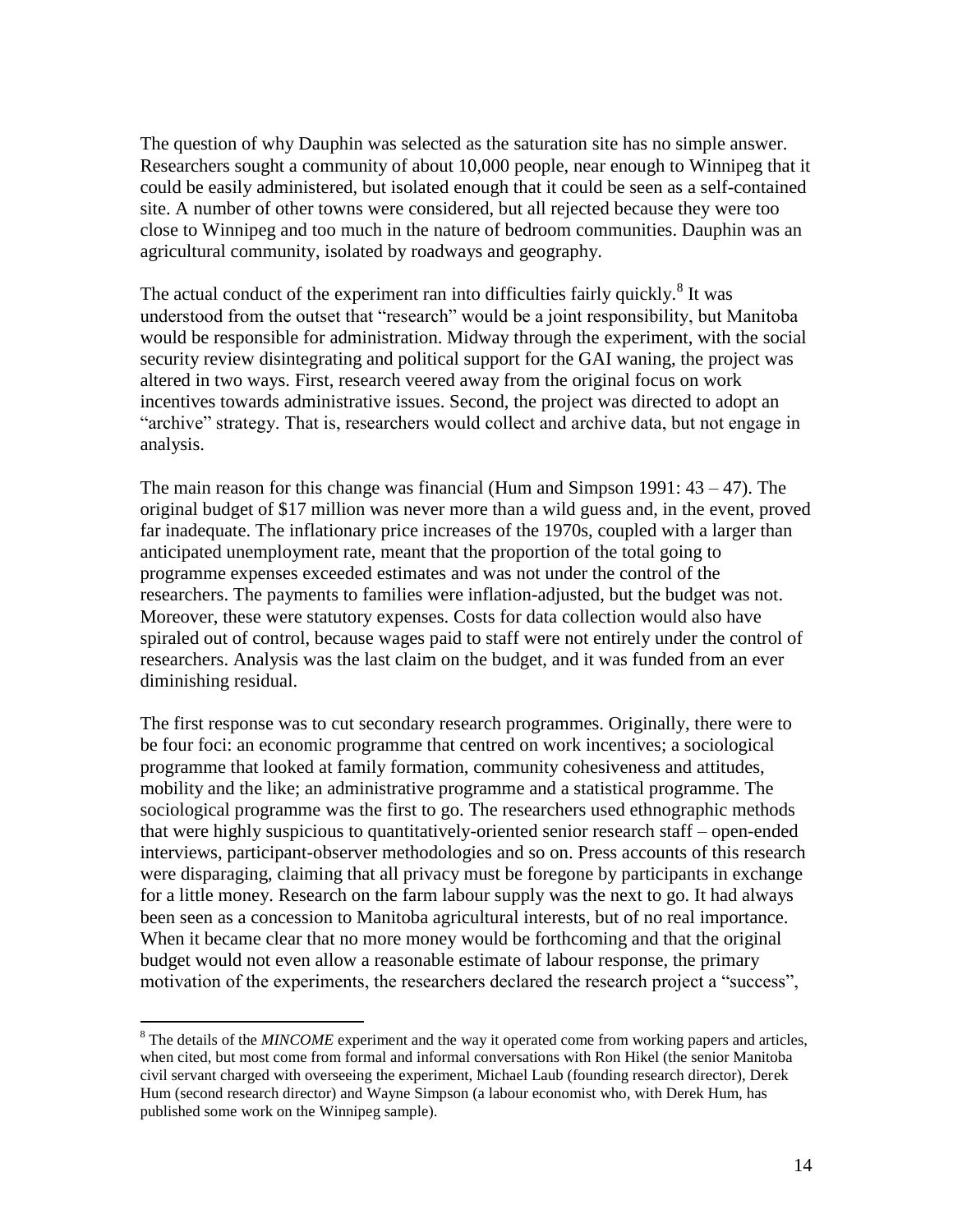The question of why Dauphin was selected as the saturation site has no simple answer. Researchers sought a community of about 10,000 people, near enough to Winnipeg that it could be easily administered, but isolated enough that it could be seen as a self-contained site. A number of other towns were considered, but all rejected because they were too close to Winnipeg and too much in the nature of bedroom communities. Dauphin was an agricultural community, isolated by roadways and geography.

The actual conduct of the experiment ran into difficulties fairly quickly.[8] It was understood from the outset that "research" would be a joint responsibility, but Manitoba would be responsible for administration. Midway through the experiment, with the social security review disintegrating and political support for the GAI waning, the project was altered in two ways. First, research veered away from the original focus on work incentives towards administrative issues. Second, the project was directed to adopt an "archive" strategy. That is, researchers would collect and archive data, but not engage in analysis.

The main reason for this change was financial (Hum and Simpson 1991: 43 – 47). The original budget of $17 million was never more than a wild guess and, in the event, proved far inadequate. The inflationary price increases of the 1970s, coupled with a larger than anticipated unemployment rate, meant that the proportion of the total going to programme expenses exceeded estimates and was not under the control of the researchers. The payments to families were inflation-adjusted, but the budget was not. Moreover, these were statutory expenses. Costs for data collection would also have spiraled out of control, because wages paid to staff were not entirely under the control of researchers. Analysis was the last claim on the budget, and it was funded from an ever diminishing residual.

The first response was to cut secondary research programmes. Originally, there were to be four foci: an economic programme that centred on work incentives; a sociological programme that looked at family formation, community cohesiveness and attitudes, mobility and the like; an administrative programme and a statistical programme. The sociological programme was the first to go. The researchers used ethnographic methods that were highly suspicious to quantitatively-oriented senior research staff – open-ended interviews, participant-observer methodologies and so on. Press accounts of this research were disparaging, claiming that all privacy must be foregone by participants in exchange for a little money. Research on the farm labour supply was the next to go. It had always been seen as a concession to Manitoba agricultural interests, but of no real importance. When it became clear that no more money would be forthcoming and that the original budget would not even allow a reasonable estimate of labour response, the primary motivation of the experiments, the researchers declared the research project a "success",

[8] The details of the *MINCOME* experiment and the way it operated come from working papers and articles, when cited, but most come from formal and informal conversations with Ron Hikel (the senior Manitoba civil servant charged with overseeing the experiment, Michael Laub (founding research director), Derek Hum (second research director) and Wayne Simpson (a labour economist who, with Derek Hum, has published some work on the Winnipeg sample).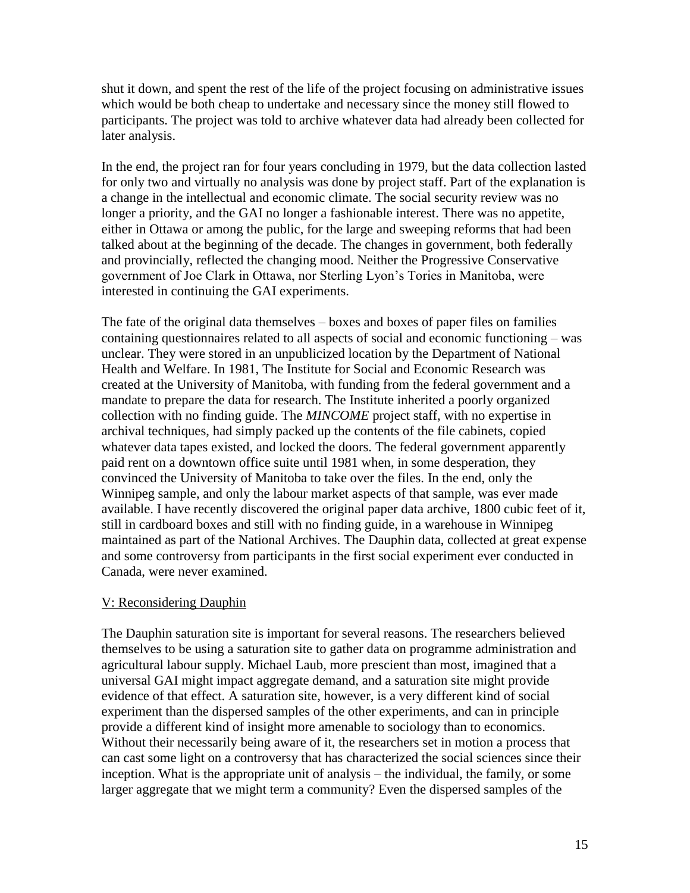shut it down, and spent the rest of the life of the project focusing on administrative issues which would be both cheap to undertake and necessary since the money still flowed to participants. The project was told to archive whatever data had already been collected for later analysis.

In the end, the project ran for four years concluding in 1979, but the data collection lasted for only two and virtually no analysis was done by project staff. Part of the explanation is a change in the intellectual and economic climate. The social security review was no longer a priority, and the GAI no longer a fashionable interest. There was no appetite, either in Ottawa or among the public, for the large and sweeping reforms that had been talked about at the beginning of the decade. The changes in government, both federally and provincially, reflected the changing mood. Neither the Progressive Conservative government of Joe Clark in Ottawa, nor Sterling Lyon's Tories in Manitoba, were interested in continuing the GAI experiments.

The fate of the original data themselves – boxes and boxes of paper files on families containing questionnaires related to all aspects of social and economic functioning – was unclear. They were stored in an unpublicized location by the Department of National Health and Welfare. In 1981, The Institute for Social and Economic Research was created at the University of Manitoba, with funding from the federal government and a mandate to prepare the data for research. The Institute inherited a poorly organized collection with no finding guide. The *MINCOME* project staff, with no expertise in archival techniques, had simply packed up the contents of the file cabinets, copied whatever data tapes existed, and locked the doors. The federal government apparently paid rent on a downtown office suite until 1981 when, in some desperation, they convinced the University of Manitoba to take over the files. In the end, only the Winnipeg sample, and only the labour market aspects of that sample, was ever made available. I have recently discovered the original paper data archive, 1800 cubic feet of it, still in cardboard boxes and still with no finding guide, in a warehouse in Winnipeg maintained as part of the National Archives. The Dauphin data, collected at great expense and some controversy from participants in the first social experiment ever conducted in Canada, were never examined.

## V: Reconsidering Dauphin

The Dauphin saturation site is important for several reasons. The researchers believed themselves to be using a saturation site to gather data on programme administration and agricultural labour supply. Michael Laub, more prescient than most, imagined that a universal GAI might impact aggregate demand, and a saturation site might provide evidence of that effect. A saturation site, however, is a very different kind of social experiment than the dispersed samples of the other experiments, and can in principle provide a different kind of insight more amenable to sociology than to economics. Without their necessarily being aware of it, the researchers set in motion a process that can cast some light on a controversy that has characterized the social sciences since their inception. What is the appropriate unit of analysis – the individual, the family, or some larger aggregate that we might term a community? Even the dispersed samples of the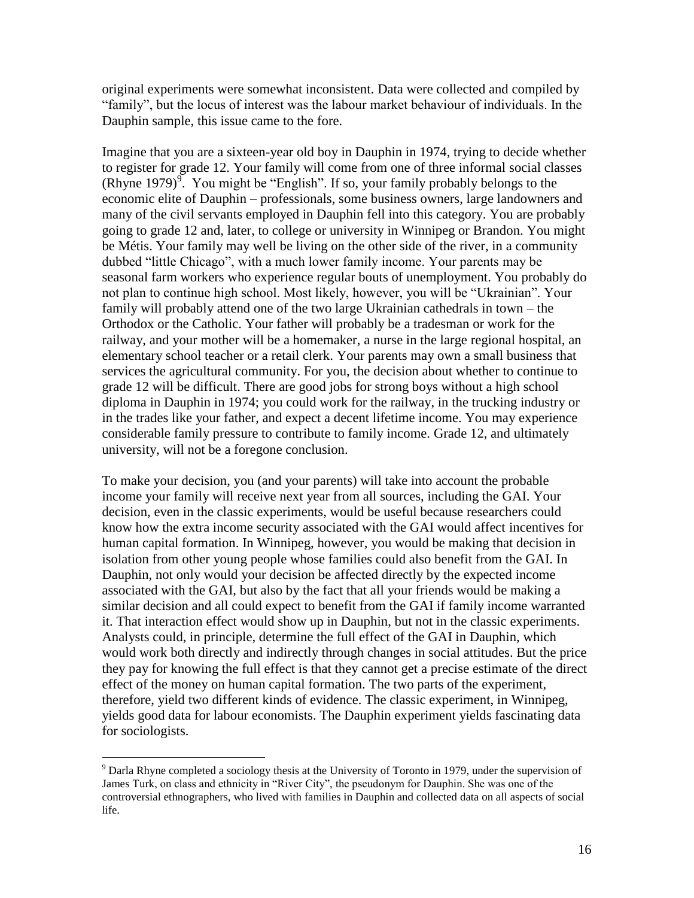original experiments were somewhat inconsistent. Data were collected and compiled by "family", but the locus of interest was the labour market behaviour of individuals. In the Dauphin sample, this issue came to the fore.

Imagine that you are a sixteen-year old boy in Dauphin in 1974, trying to decide whether to register for grade 12. Your family will come from one of three informal social classes (Rhyne 1979)[9]. You might be "English". If so, your family probably belongs to the economic elite of Dauphin – professionals, some business owners, large landowners and many of the civil servants employed in Dauphin fell into this category. You are probably going to grade 12 and, later, to college or university in Winnipeg or Brandon. You might be Métis. Your family may well be living on the other side of the river, in a community dubbed "little Chicago", with a much lower family income. Your parents may be seasonal farm workers who experience regular bouts of unemployment. You probably do not plan to continue high school. Most likely, however, you will be "Ukrainian". Your family will probably attend one of the two large Ukrainian cathedrals in town – the Orthodox or the Catholic. Your father will probably be a tradesman or work for the railway, and your mother will be a homemaker, a nurse in the large regional hospital, an elementary school teacher or a retail clerk. Your parents may own a small business that services the agricultural community. For you, the decision about whether to continue to grade 12 will be difficult. There are good jobs for strong boys without a high school diploma in Dauphin in 1974; you could work for the railway, in the trucking industry or in the trades like your father, and expect a decent lifetime income. You may experience considerable family pressure to contribute to family income. Grade 12, and ultimately university, will not be a foregone conclusion.

To make your decision, you (and your parents) will take into account the probable income your family will receive next year from all sources, including the GAI. Your decision, even in the classic experiments, would be useful because researchers could know how the extra income security associated with the GAI would affect incentives for human capital formation. In Winnipeg, however, you would be making that decision in isolation from other young people whose families could also benefit from the GAI. In Dauphin, not only would your decision be affected directly by the expected income associated with the GAI, but also by the fact that all your friends would be making a similar decision and all could expect to benefit from the GAI if family income warranted it. That interaction effect would show up in Dauphin, but not in the classic experiments. Analysts could, in principle, determine the full effect of the GAI in Dauphin, which would work both directly and indirectly through changes in social attitudes. But the price they pay for knowing the full effect is that they cannot get a precise estimate of the direct effect of the money on human capital formation. The two parts of the experiment, therefore, yield two different kinds of evidence. The classic experiment, in Winnipeg, yields good data for labour economists. The Dauphin experiment yields fascinating data for sociologists.

---

[9] Darla Rhyne completed a sociology thesis at the University of Toronto in 1979, under the supervision of James Turk, on class and ethnicity in "River City", the pseudonym for Dauphin. She was one of the controversial ethnographers, who lived with families in Dauphin and collected data on all aspects of social life.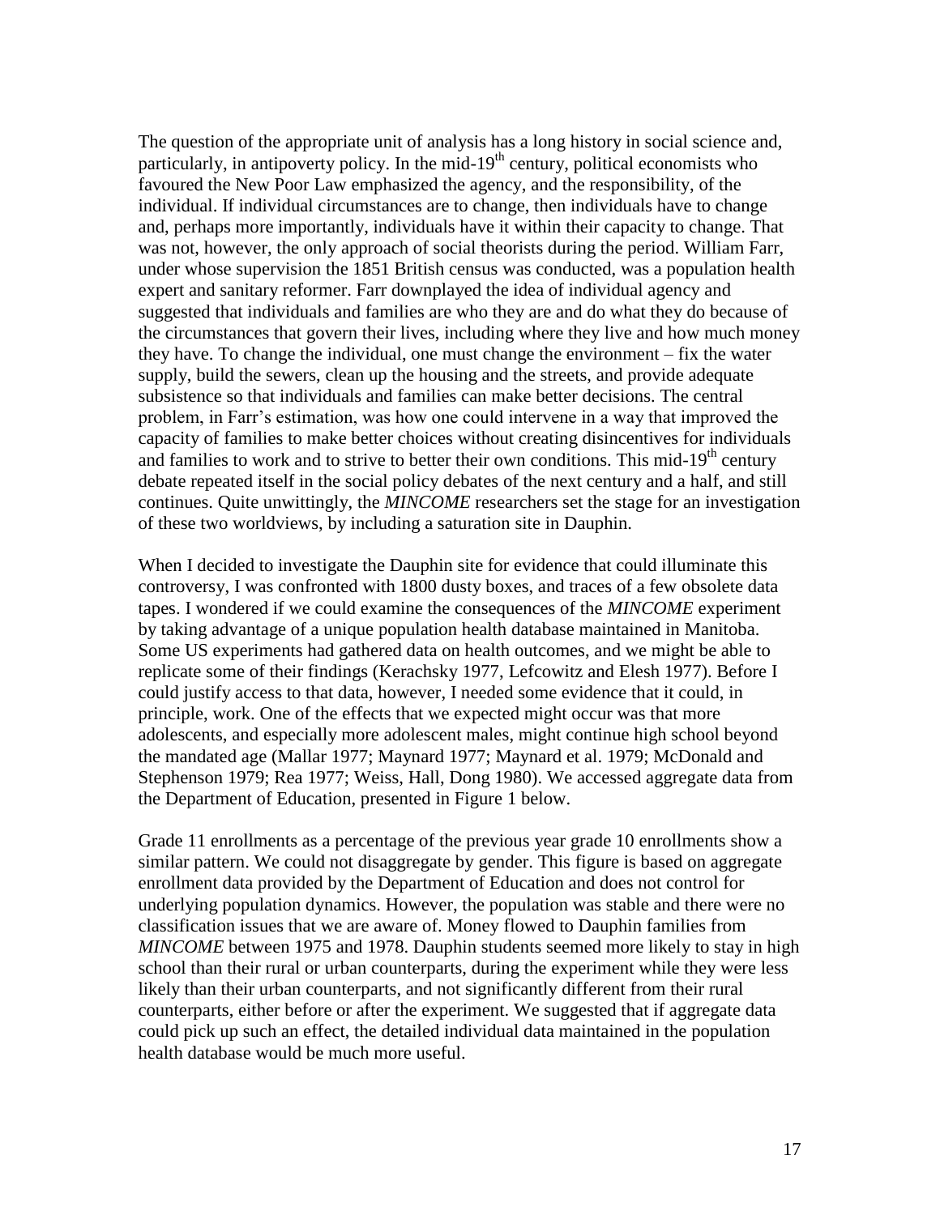The question of the appropriate unit of analysis has a long history in social science and, particularly, in antipoverty policy. In the mid-19th century, political economists who favoured the New Poor Law emphasized the agency, and the responsibility, of the individual. If individual circumstances are to change, then individuals have to change and, perhaps more importantly, individuals have it within their capacity to change. That was not, however, the only approach of social theorists during the period. William Farr, under whose supervision the 1851 British census was conducted, was a population health expert and sanitary reformer. Farr downplayed the idea of individual agency and suggested that individuals and families are who they are and do what they do because of the circumstances that govern their lives, including where they live and how much money they have. To change the individual, one must change the environment – fix the water supply, build the sewers, clean up the housing and the streets, and provide adequate subsistence so that individuals and families can make better decisions. The central problem, in Farr's estimation, was how one could intervene in a way that improved the capacity of families to make better choices without creating disincentives for individuals and families to work and to strive to better their own conditions. This mid-19th century debate repeated itself in the social policy debates of the next century and a half, and still continues. Quite unwittingly, the *MINCOME* researchers set the stage for an investigation of these two worldviews, by including a saturation site in Dauphin.

When I decided to investigate the Dauphin site for evidence that could illuminate this controversy, I was confronted with 1800 dusty boxes, and traces of a few obsolete data tapes. I wondered if we could examine the consequences of the *MINCOME* experiment by taking advantage of a unique population health database maintained in Manitoba. Some US experiments had gathered data on health outcomes, and we might be able to replicate some of their findings (Kerachsky 1977, Lefcowitz and Elesh 1977). Before I could justify access to that data, however, I needed some evidence that it could, in principle, work. One of the effects that we expected might occur was that more adolescents, and especially more adolescent males, might continue high school beyond the mandated age (Mallar 1977; Maynard 1977; Maynard et al. 1979; McDonald and Stephenson 1979; Rea 1977; Weiss, Hall, Dong 1980). We accessed aggregate data from the Department of Education, presented in Figure 1 below.

Grade 11 enrollments as a percentage of the previous year grade 10 enrollments show a similar pattern. We could not disaggregate by gender. This figure is based on aggregate enrollment data provided by the Department of Education and does not control for underlying population dynamics. However, the population was stable and there were no classification issues that we are aware of. Money flowed to Dauphin families from *MINCOME* between 1975 and 1978. Dauphin students seemed more likely to stay in high school than their rural or urban counterparts, during the experiment while they were less likely than their urban counterparts, and not significantly different from their rural counterparts, either before or after the experiment. We suggested that if aggregate data could pick up such an effect, the detailed individual data maintained in the population health database would be much more useful.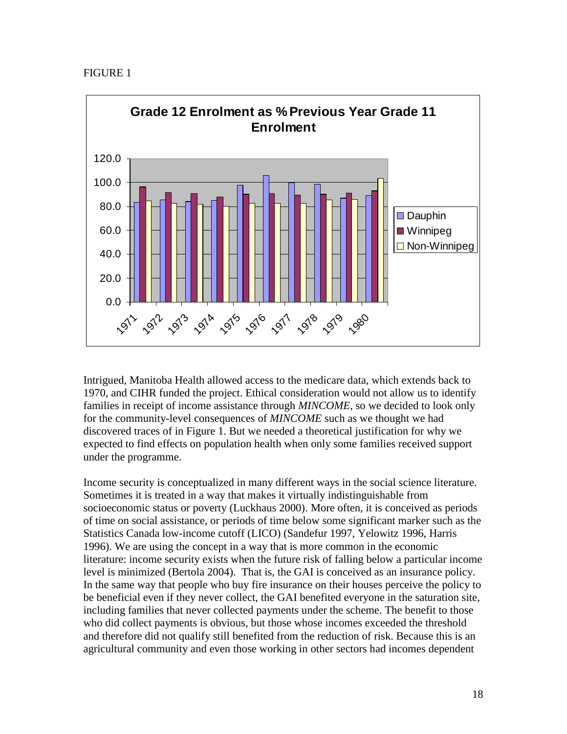FIGURE 1

Intrigued, Manitoba Health allowed access to the medicare data, which extends back to 1970, and CIHR funded the project. Ethical consideration would not allow us to identify families in receipt of income assistance through *MINCOME*, so we decided to look only for the community-level consequences of *MINCOME* such as we thought we had discovered traces of in Figure 1. But we needed a theoretical justification for why we expected to find effects on population health when only some families received support under the programme.

Income security is conceptualized in many different ways in the social science literature. Sometimes it is treated in a way that makes it virtually indistinguishable from socioeconomic status or poverty (Luckhaus 2000). More often, it is conceived as periods of time on social assistance, or periods of time below some significant marker such as the Statistics Canada low-income cutoff (LICO) (Sandefur 1997, Yelowitz 1996, Harris 1996). We are using the concept in a way that is more common in the economic literature: income security exists when the future risk of falling below a particular income level is minimized (Bertola 2004). That is, the GAI is conceived as an insurance policy. In the same way that people who buy fire insurance on their houses perceive the policy to be beneficial even if they never collect, the GAI benefited everyone in the saturation site, including families that never collected payments under the scheme. The benefit to those who did collect payments is obvious, but those whose incomes exceeded the threshold and therefore did not qualify still benefited from the reduction of risk. Because this is an agricultural community and even those working in other sectors had incomes dependent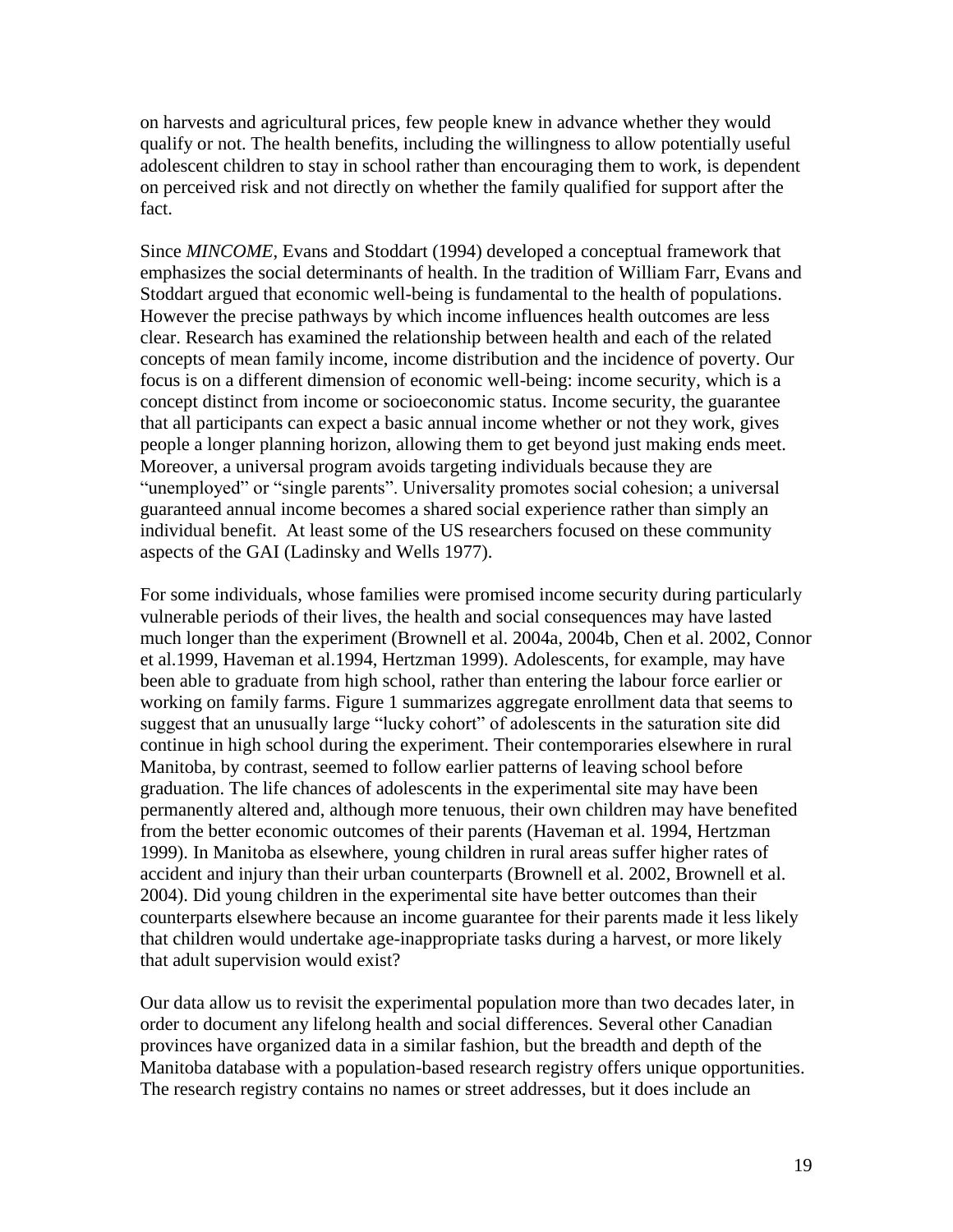on harvests and agricultural prices, few people knew in advance whether they would qualify or not. The health benefits, including the willingness to allow potentially useful adolescent children to stay in school rather than encouraging them to work, is dependent on perceived risk and not directly on whether the family qualified for support after the fact.

Since *MINCOME*, Evans and Stoddart (1994) developed a conceptual framework that emphasizes the social determinants of health. In the tradition of William Farr, Evans and Stoddart argued that economic well-being is fundamental to the health of populations. However the precise pathways by which income influences health outcomes are less clear. Research has examined the relationship between health and each of the related concepts of mean family income, income distribution and the incidence of poverty. Our focus is on a different dimension of economic well-being: income security, which is a concept distinct from income or socioeconomic status. Income security, the guarantee that all participants can expect a basic annual income whether or not they work, gives people a longer planning horizon, allowing them to get beyond just making ends meet. Moreover, a universal program avoids targeting individuals because they are "unemployed" or "single parents". Universality promotes social cohesion; a universal guaranteed annual income becomes a shared social experience rather than simply an individual benefit. At least some of the US researchers focused on these community aspects of the GAI (Ladinsky and Wells 1977).

For some individuals, whose families were promised income security during particularly vulnerable periods of their lives, the health and social consequences may have lasted much longer than the experiment (Brownell et al. 2004a, 2004b, Chen et al. 2002, Connor et al.1999, Haveman et al.1994, Hertzman 1999). Adolescents, for example, may have been able to graduate from high school, rather than entering the labour force earlier or working on family farms. Figure 1 summarizes aggregate enrollment data that seems to suggest that an unusually large "lucky cohort" of adolescents in the saturation site did continue in high school during the experiment. Their contemporaries elsewhere in rural Manitoba, by contrast, seemed to follow earlier patterns of leaving school before graduation. The life chances of adolescents in the experimental site may have been permanently altered and, although more tenuous, their own children may have benefited from the better economic outcomes of their parents (Haveman et al. 1994, Hertzman 1999). In Manitoba as elsewhere, young children in rural areas suffer higher rates of accident and injury than their urban counterparts (Brownell et al. 2002, Brownell et al. 2004). Did young children in the experimental site have better outcomes than their counterparts elsewhere because an income guarantee for their parents made it less likely that children would undertake age-inappropriate tasks during a harvest, or more likely that adult supervision would exist?

Our data allow us to revisit the experimental population more than two decades later, in order to document any lifelong health and social differences. Several other Canadian provinces have organized data in a similar fashion, but the breadth and depth of the Manitoba database with a population-based research registry offers unique opportunities. The research registry contains no names or street addresses, but it does include an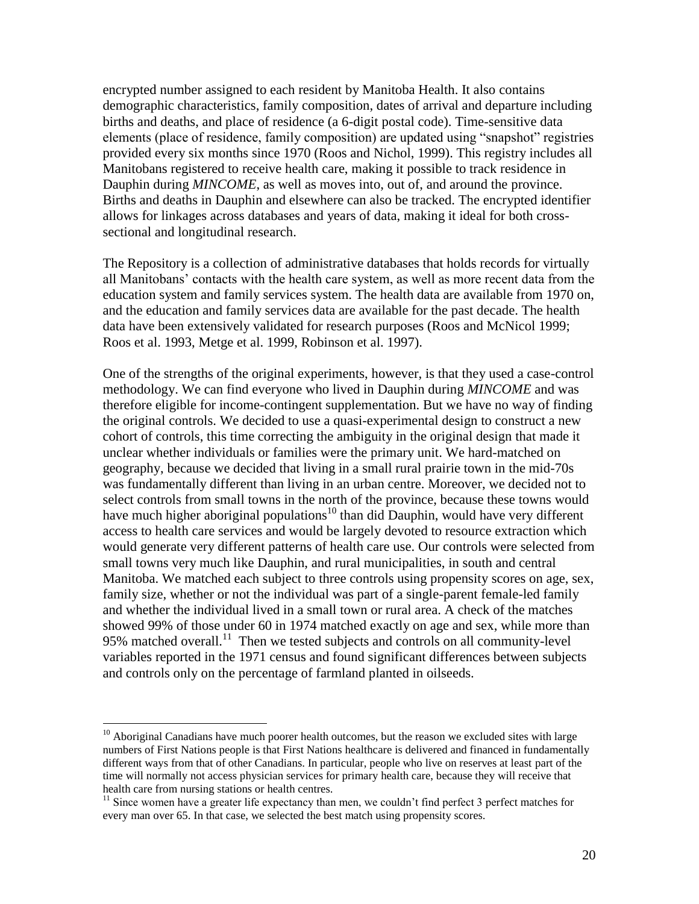encrypted number assigned to each resident by Manitoba Health. It also contains demographic characteristics, family composition, dates of arrival and departure including births and deaths, and place of residence (a 6-digit postal code). Time-sensitive data elements (place of residence, family composition) are updated using "snapshot" registries provided every six months since 1970 (Roos and Nichol, 1999). This registry includes all Manitobans registered to receive health care, making it possible to track residence in Dauphin during *MINCOME*, as well as moves into, out of, and around the province. Births and deaths in Dauphin and elsewhere can also be tracked. The encrypted identifier allows for linkages across databases and years of data, making it ideal for both cross-sectional and longitudinal research.

The Repository is a collection of administrative databases that holds records for virtually all Manitobans' contacts with the health care system, as well as more recent data from the education system and family services system. The health data are available from 1970 on, and the education and family services data are available for the past decade. The health data have been extensively validated for research purposes (Roos and McNicol 1999; Roos et al. 1993, Metge et al. 1999, Robinson et al. 1997).

One of the strengths of the original experiments, however, is that they used a case-control methodology. We can find everyone who lived in Dauphin during *MINCOME* and was therefore eligible for income-contingent supplementation. But we have no way of finding the original controls. We decided to use a quasi-experimental design to construct a new cohort of controls, this time correcting the ambiguity in the original design that made it unclear whether individuals or families were the primary unit. We hard-matched on geography, because we decided that living in a small rural prairie town in the mid-70s was fundamentally different than living in an urban centre. Moreover, we decided not to select controls from small towns in the north of the province, because these towns would have much higher aboriginal populations[10] than did Dauphin, would have very different access to health care services and would be largely devoted to resource extraction which would generate very different patterns of health care use. Our controls were selected from small towns very much like Dauphin, and rural municipalities, in south and central Manitoba. We matched each subject to three controls using propensity scores on age, sex, family size, whether or not the individual was part of a single-parent female-led family and whether the individual lived in a small town or rural area. A check of the matches showed 99% of those under 60 in 1974 matched exactly on age and sex, while more than 95% matched overall.[11] Then we tested subjects and controls on all community-level variables reported in the 1971 census and found significant differences between subjects and controls only on the percentage of farmland planted in oilseeds.

---

[10] Aboriginal Canadians have much poorer health outcomes, but the reason we excluded sites with large numbers of First Nations people is that First Nations healthcare is delivered and financed in fundamentally different ways from that of other Canadians. In particular, people who live on reserves at least part of the time will normally not access physician services for primary health care, because they will receive that health care from nursing stations or health centres.

[11] Since women have a greater life expectancy than men, we couldn't find perfect 3 perfect matches for every man over 65. In that case, we selected the best match using propensity scores.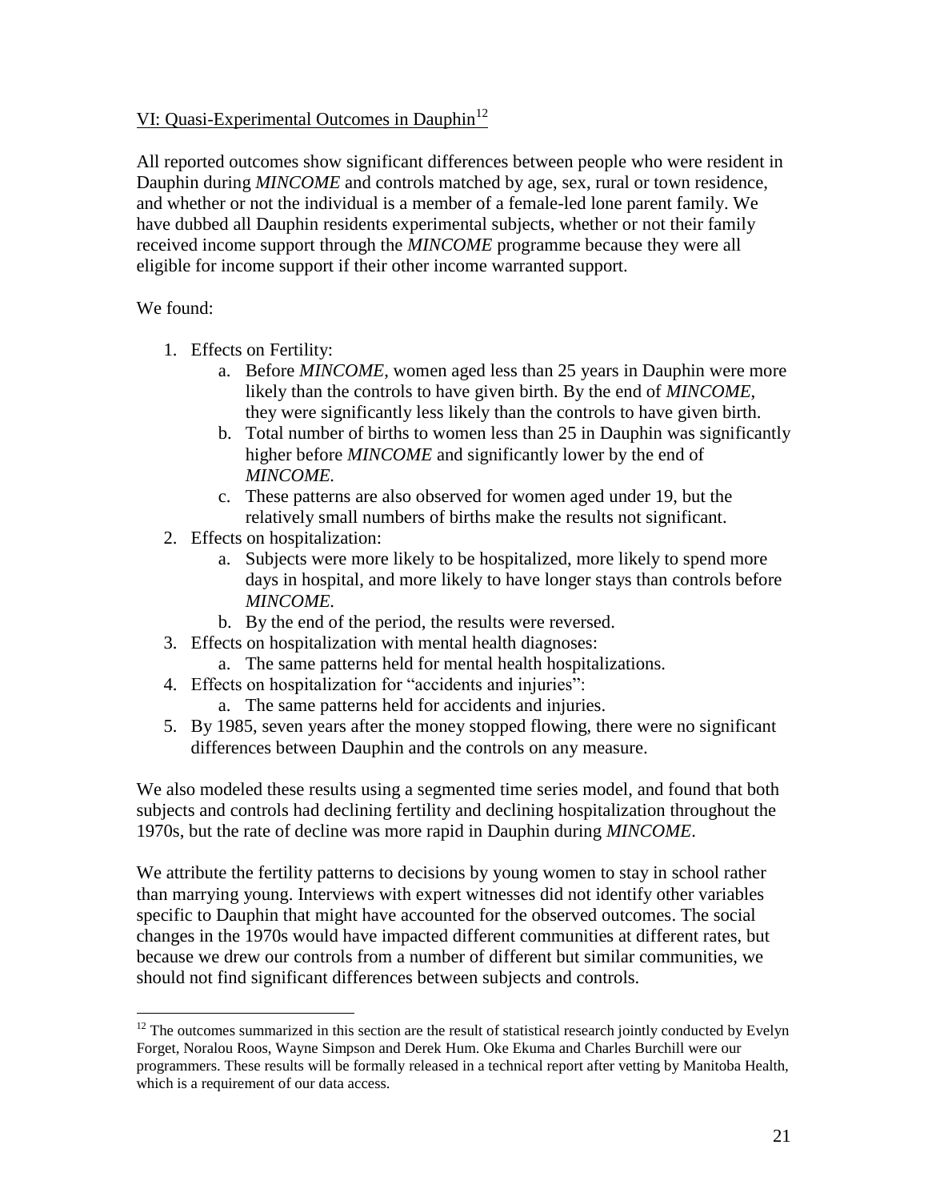## VI: Quasi-Experimental Outcomes in Dauphin[12]

All reported outcomes show significant differences between people who were resident in Dauphin during *MINCOME* and controls matched by age, sex, rural or town residence, and whether or not the individual is a member of a female-led lone parent family. We have dubbed all Dauphin residents experimental subjects, whether or not their family received income support through the *MINCOME* programme because they were all eligible for income support if their other income warranted support.

We found:

1. Effects on Fertility:
   a. Before *MINCOME*, women aged less than 25 years in Dauphin were more likely than the controls to have given birth. By the end of *MINCOME*, they were significantly less likely than the controls to have given birth.
   b. Total number of births to women less than 25 in Dauphin was significantly higher before *MINCOME* and significantly lower by the end of *MINCOME*.
   c. These patterns are also observed for women aged under 19, but the relatively small numbers of births make the results not significant.
2. Effects on hospitalization:
   a. Subjects were more likely to be hospitalized, more likely to spend more days in hospital, and more likely to have longer stays than controls before *MINCOME*.
   b. By the end of the period, the results were reversed.
3. Effects on hospitalization with mental health diagnoses:
   a. The same patterns held for mental health hospitalizations.
4. Effects on hospitalization for "accidents and injuries":
   a. The same patterns held for accidents and injuries.
5. By 1985, seven years after the money stopped flowing, there were no significant differences between Dauphin and the controls on any measure.

We also modeled these results using a segmented time series model, and found that both subjects and controls had declining fertility and declining hospitalization throughout the 1970s, but the rate of decline was more rapid in Dauphin during *MINCOME*.

We attribute the fertility patterns to decisions by young women to stay in school rather than marrying young. Interviews with expert witnesses did not identify other variables specific to Dauphin that might have accounted for the observed outcomes. The social changes in the 1970s would have impacted different communities at different rates, but because we drew our controls from a number of different but similar communities, we should not find significant differences between subjects and controls.

[12] The outcomes summarized in this section are the result of statistical research jointly conducted by Evelyn Forget, Noralou Roos, Wayne Simpson and Derek Hum. Oke Ekuma and Charles Burchill were our programmers. These results will be formally released in a technical report after vetting by Manitoba Health, which is a requirement of our data access.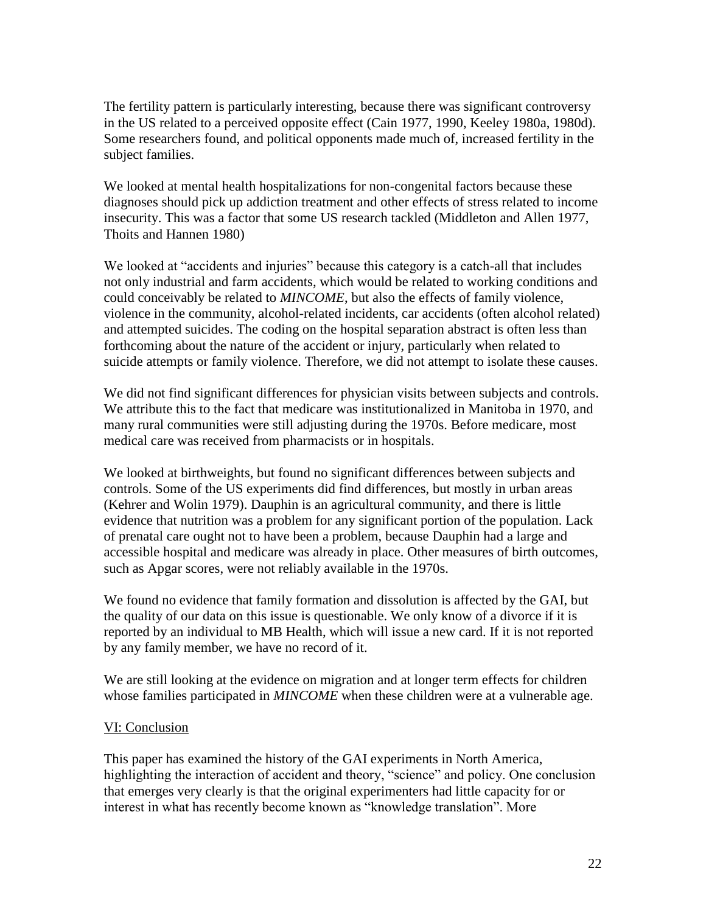The fertility pattern is particularly interesting, because there was significant controversy in the US related to a perceived opposite effect (Cain 1977, 1990, Keeley 1980a, 1980d). Some researchers found, and political opponents made much of, increased fertility in the subject families.

We looked at mental health hospitalizations for non-congenital factors because these diagnoses should pick up addiction treatment and other effects of stress related to income insecurity. This was a factor that some US research tackled (Middleton and Allen 1977, Thoits and Hannen 1980)

We looked at "accidents and injuries" because this category is a catch-all that includes not only industrial and farm accidents, which would be related to working conditions and could conceivably be related to *MINCOME*, but also the effects of family violence, violence in the community, alcohol-related incidents, car accidents (often alcohol related) and attempted suicides. The coding on the hospital separation abstract is often less than forthcoming about the nature of the accident or injury, particularly when related to suicide attempts or family violence. Therefore, we did not attempt to isolate these causes.

We did not find significant differences for physician visits between subjects and controls. We attribute this to the fact that medicare was institutionalized in Manitoba in 1970, and many rural communities were still adjusting during the 1970s. Before medicare, most medical care was received from pharmacists or in hospitals.

We looked at birthweights, but found no significant differences between subjects and controls. Some of the US experiments did find differences, but mostly in urban areas (Kehrer and Wolin 1979). Dauphin is an agricultural community, and there is little evidence that nutrition was a problem for any significant portion of the population. Lack of prenatal care ought not to have been a problem, because Dauphin had a large and accessible hospital and medicare was already in place. Other measures of birth outcomes, such as Apgar scores, were not reliably available in the 1970s.

We found no evidence that family formation and dissolution is affected by the GAI, but the quality of our data on this issue is questionable. We only know of a divorce if it is reported by an individual to MB Health, which will issue a new card. If it is not reported by any family member, we have no record of it.

We are still looking at the evidence on migration and at longer term effects for children whose families participated in *MINCOME* when these children were at a vulnerable age.

## VI: Conclusion

This paper has examined the history of the GAI experiments in North America, highlighting the interaction of accident and theory, "science" and policy. One conclusion that emerges very clearly is that the original experimenters had little capacity for or interest in what has recently become known as "knowledge translation". More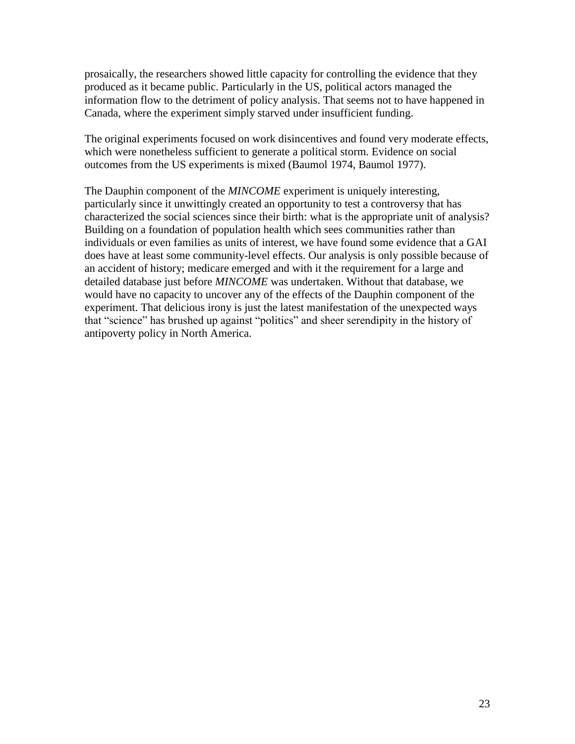prosaically, the researchers showed little capacity for controlling the evidence that they produced as it became public. Particularly in the US, political actors managed the information flow to the detriment of policy analysis. That seems not to have happened in Canada, where the experiment simply starved under insufficient funding.

The original experiments focused on work disincentives and found very moderate effects, which were nonetheless sufficient to generate a political storm. Evidence on social outcomes from the US experiments is mixed (Baumol 1974, Baumol 1977).

The Dauphin component of the *MINCOME* experiment is uniquely interesting, particularly since it unwittingly created an opportunity to test a controversy that has characterized the social sciences since their birth: what is the appropriate unit of analysis? Building on a foundation of population health which sees communities rather than individuals or even families as units of interest, we have found some evidence that a GAI does have at least some community-level effects. Our analysis is only possible because of an accident of history; medicare emerged and with it the requirement for a large and detailed database just before *MINCOME* was undertaken. Without that database, we would have no capacity to uncover any of the effects of the Dauphin component of the experiment. That delicious irony is just the latest manifestation of the unexpected ways that "science" has brushed up against "politics" and sheer serendipity in the history of antipoverty policy in North America.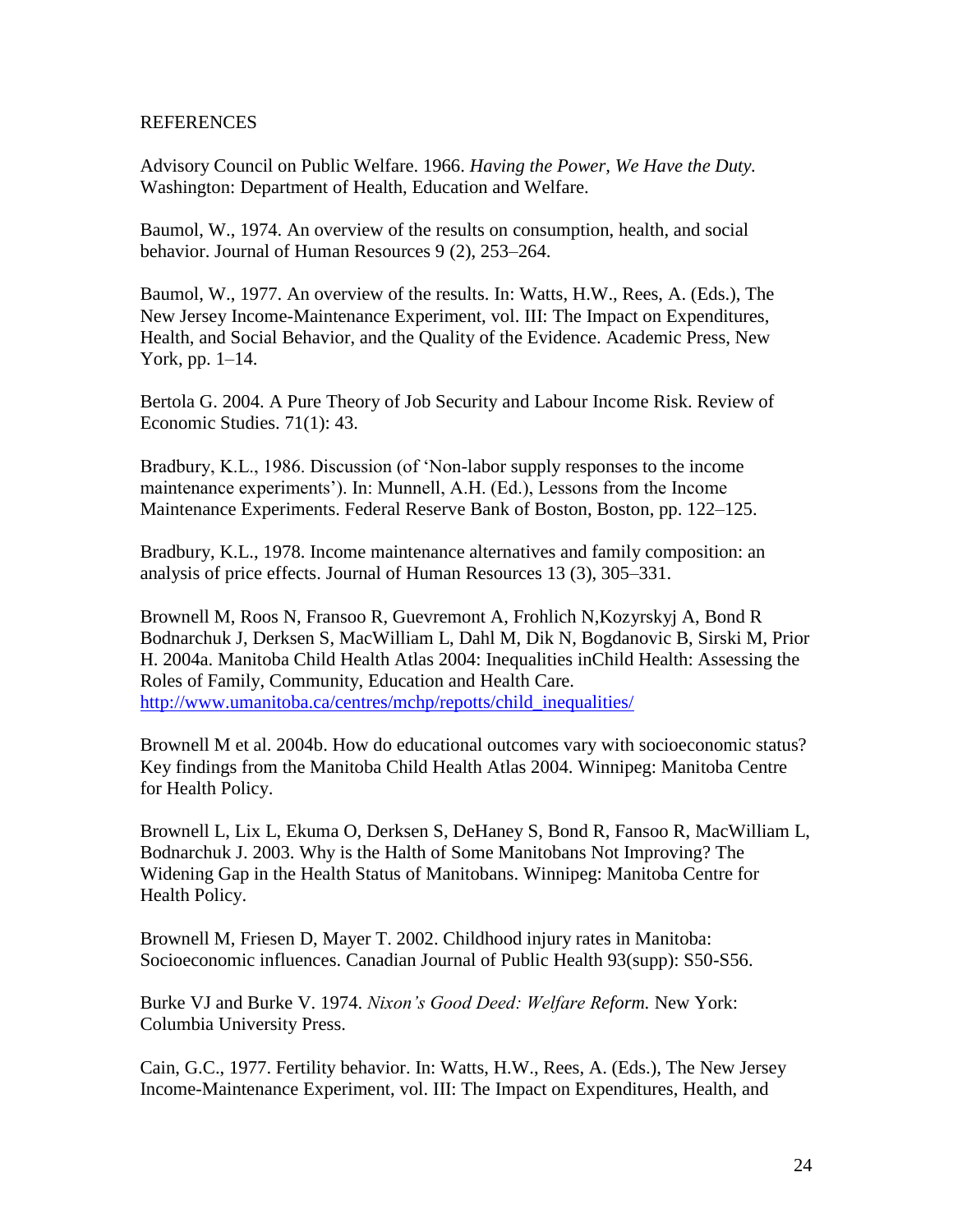REFERENCES

Advisory Council on Public Welfare. 1966. *Having the Power, We Have the Duty.* Washington: Department of Health, Education and Welfare.

Baumol, W., 1974. An overview of the results on consumption, health, and social behavior. Journal of Human Resources 9 (2), 253–264.

Baumol, W., 1977. An overview of the results. In: Watts, H.W., Rees, A. (Eds.), The New Jersey Income-Maintenance Experiment, vol. III: The Impact on Expenditures, Health, and Social Behavior, and the Quality of the Evidence. Academic Press, New York, pp. 1–14.

Bertola G. 2004. A Pure Theory of Job Security and Labour Income Risk. Review of Economic Studies. 71(1): 43.

Bradbury, K.L., 1986. Discussion (of 'Non-labor supply responses to the income maintenance experiments'). In: Munnell, A.H. (Ed.), Lessons from the Income Maintenance Experiments. Federal Reserve Bank of Boston, Boston, pp. 122–125.

Bradbury, K.L., 1978. Income maintenance alternatives and family composition: an analysis of price effects. Journal of Human Resources 13 (3), 305–331.

Brownell M, Roos N, Fransoo R, Guevremont A, Frohlich N,Kozyrskyj A, Bond R Bodnarchuk J, Derksen S, MacWilliam L, Dahl M, Dik N, Bogdanovic B, Sirski M, Prior H. 2004a. Manitoba Child Health Atlas 2004: Inequalities inChild Health: Assessing the Roles of Family, Community, Education and Health Care. http://www.umanitoba.ca/centres/mchp/repotts/child_inequalities/

Brownell M et al. 2004b. How do educational outcomes vary with socioeconomic status? Key findings from the Manitoba Child Health Atlas 2004. Winnipeg: Manitoba Centre for Health Policy.

Brownell L, Lix L, Ekuma O, Derksen S, DeHaney S, Bond R, Fansoo R, MacWilliam L, Bodnarchuk J. 2003. Why is the Halth of Some Manitobans Not Improving? The Widening Gap in the Health Status of Manitobans. Winnipeg: Manitoba Centre for Health Policy.

Brownell M, Friesen D, Mayer T. 2002. Childhood injury rates in Manitoba: Socioeconomic influences. Canadian Journal of Public Health 93(supp): S50-S56.

Burke VJ and Burke V. 1974. *Nixon's Good Deed: Welfare Reform.* New York: Columbia University Press.

Cain, G.C., 1977. Fertility behavior. In: Watts, H.W., Rees, A. (Eds.), The New Jersey Income-Maintenance Experiment, vol. III: The Impact on Expenditures, Health, and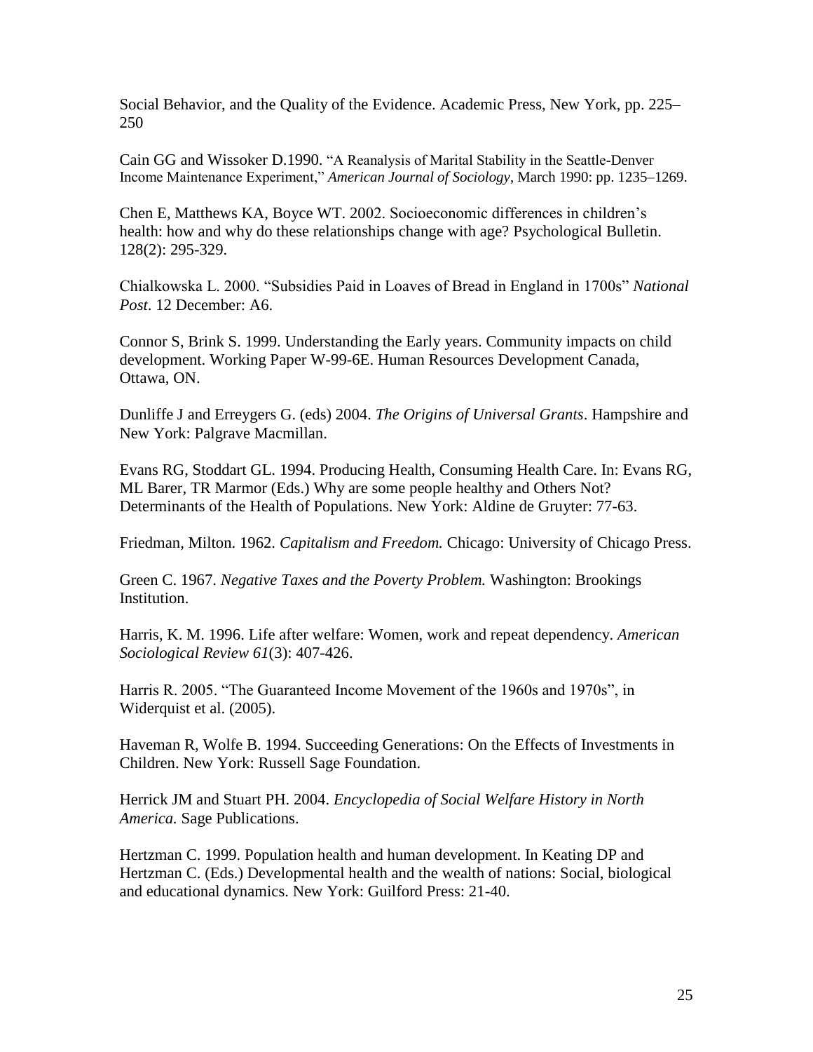Social Behavior, and the Quality of the Evidence. Academic Press, New York, pp. 225–250

Cain GG and Wissoker D.1990. "A Reanalysis of Marital Stability in the Seattle-Denver Income Maintenance Experiment," *American Journal of Sociology*, March 1990: pp. 1235–1269.

Chen E, Matthews KA, Boyce WT. 2002. Socioeconomic differences in children's health: how and why do these relationships change with age? Psychological Bulletin. 128(2): 295-329.

Chialkowska L. 2000. "Subsidies Paid in Loaves of Bread in England in 1700s" *National Post*. 12 December: A6.

Connor S, Brink S. 1999. Understanding the Early years. Community impacts on child development. Working Paper W-99-6E. Human Resources Development Canada, Ottawa, ON.

Dunliffe J and Erreygers G. (eds) 2004. *The Origins of Universal Grants*. Hampshire and New York: Palgrave Macmillan.

Evans RG, Stoddart GL. 1994. Producing Health, Consuming Health Care. In: Evans RG, ML Barer, TR Marmor (Eds.) Why are some people healthy and Others Not? Determinants of the Health of Populations. New York: Aldine de Gruyter: 77-63.

Friedman, Milton. 1962. *Capitalism and Freedom.* Chicago: University of Chicago Press.

Green C. 1967. *Negative Taxes and the Poverty Problem.* Washington: Brookings Institution.

Harris, K. M. 1996. Life after welfare: Women, work and repeat dependency. *American Sociological Review 61*(3): 407-426.

Harris R. 2005. "The Guaranteed Income Movement of the 1960s and 1970s", in Widerquist et al. (2005).

Haveman R, Wolfe B. 1994. Succeeding Generations: On the Effects of Investments in Children. New York: Russell Sage Foundation.

Herrick JM and Stuart PH. 2004. *Encyclopedia of Social Welfare History in North America.* Sage Publications.

Hertzman C. 1999. Population health and human development. In Keating DP and Hertzman C. (Eds.) Developmental health and the wealth of nations: Social, biological and educational dynamics. New York: Guilford Press: 21-40.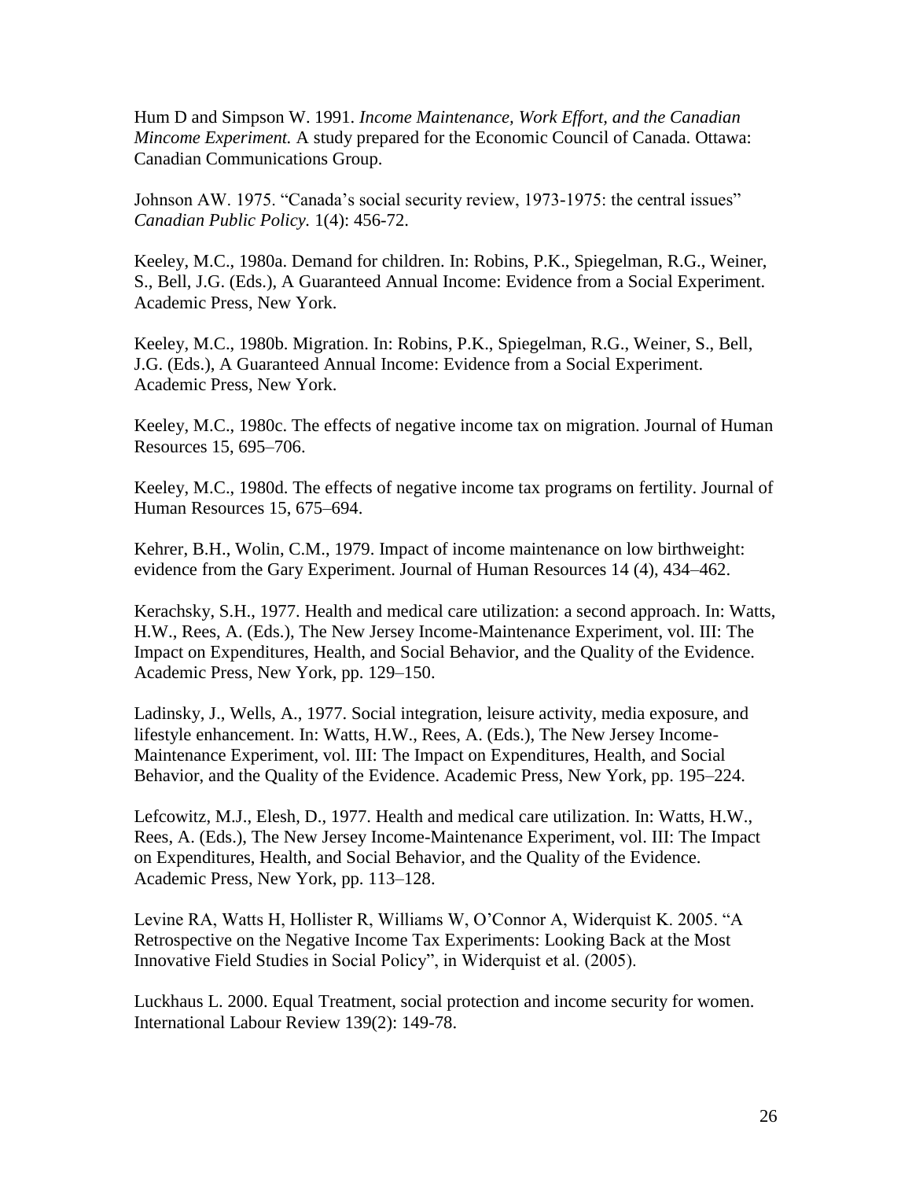Hum D and Simpson W. 1991. *Income Maintenance, Work Effort, and the Canadian Mincome Experiment.* A study prepared for the Economic Council of Canada. Ottawa: Canadian Communications Group.

Johnson AW. 1975. "Canada's social security review, 1973-1975: the central issues" *Canadian Public Policy.* 1(4): 456-72.

Keeley, M.C., 1980a. Demand for children. In: Robins, P.K., Spiegelman, R.G., Weiner, S., Bell, J.G. (Eds.), A Guaranteed Annual Income: Evidence from a Social Experiment. Academic Press, New York.

Keeley, M.C., 1980b. Migration. In: Robins, P.K., Spiegelman, R.G., Weiner, S., Bell, J.G. (Eds.), A Guaranteed Annual Income: Evidence from a Social Experiment. Academic Press, New York.

Keeley, M.C., 1980c. The effects of negative income tax on migration. Journal of Human Resources 15, 695–706.

Keeley, M.C., 1980d. The effects of negative income tax programs on fertility. Journal of Human Resources 15, 675–694.

Kehrer, B.H., Wolin, C.M., 1979. Impact of income maintenance on low birthweight: evidence from the Gary Experiment. Journal of Human Resources 14 (4), 434–462.

Kerachsky, S.H., 1977. Health and medical care utilization: a second approach. In: Watts, H.W., Rees, A. (Eds.), The New Jersey Income-Maintenance Experiment, vol. III: The Impact on Expenditures, Health, and Social Behavior, and the Quality of the Evidence. Academic Press, New York, pp. 129–150.

Ladinsky, J., Wells, A., 1977. Social integration, leisure activity, media exposure, and lifestyle enhancement. In: Watts, H.W., Rees, A. (Eds.), The New Jersey Income-Maintenance Experiment, vol. III: The Impact on Expenditures, Health, and Social Behavior, and the Quality of the Evidence. Academic Press, New York, pp. 195–224.

Lefcowitz, M.J., Elesh, D., 1977. Health and medical care utilization. In: Watts, H.W., Rees, A. (Eds.), The New Jersey Income-Maintenance Experiment, vol. III: The Impact on Expenditures, Health, and Social Behavior, and the Quality of the Evidence. Academic Press, New York, pp. 113–128.

Levine RA, Watts H, Hollister R, Williams W, O'Connor A, Widerquist K. 2005. "A Retrospective on the Negative Income Tax Experiments: Looking Back at the Most Innovative Field Studies in Social Policy", in Widerquist et al. (2005).

Luckhaus L. 2000. Equal Treatment, social protection and income security for women. International Labour Review 139(2): 149-78.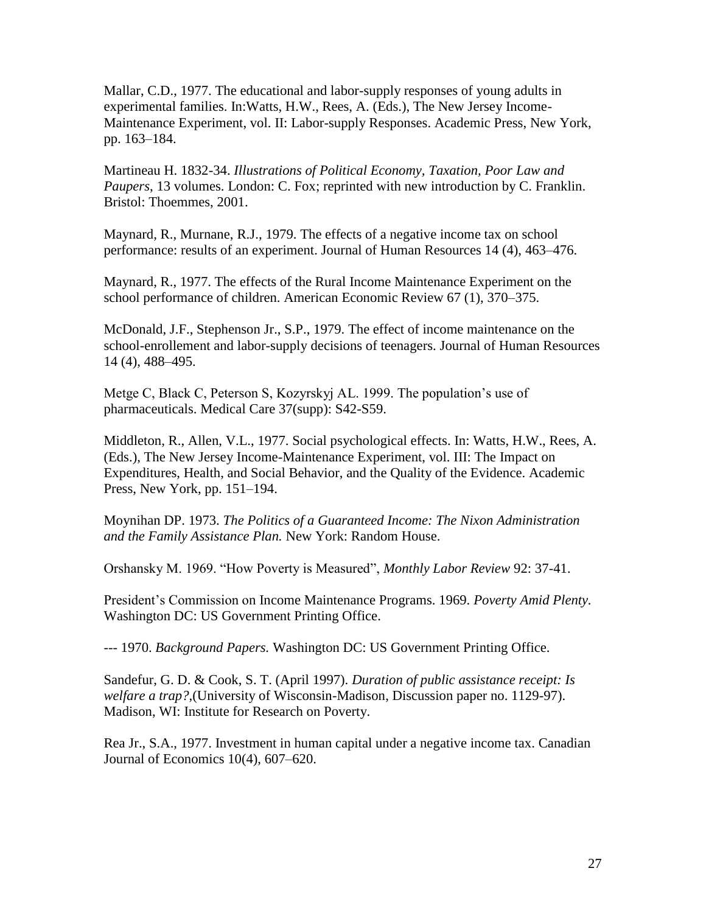Mallar, C.D., 1977. The educational and labor-supply responses of young adults in experimental families. In:Watts, H.W., Rees, A. (Eds.), The New Jersey Income-Maintenance Experiment, vol. II: Labor-supply Responses. Academic Press, New York, pp. 163–184.

Martineau H. 1832-34. *Illustrations of Political Economy, Taxation, Poor Law and Paupers*, 13 volumes. London: C. Fox; reprinted with new introduction by C. Franklin. Bristol: Thoemmes, 2001.

Maynard, R., Murnane, R.J., 1979. The effects of a negative income tax on school performance: results of an experiment. Journal of Human Resources 14 (4), 463–476.

Maynard, R., 1977. The effects of the Rural Income Maintenance Experiment on the school performance of children. American Economic Review 67 (1), 370–375.

McDonald, J.F., Stephenson Jr., S.P., 1979. The effect of income maintenance on the school-enrollement and labor-supply decisions of teenagers. Journal of Human Resources 14 (4), 488–495.

Metge C, Black C, Peterson S, Kozyrskyj AL. 1999. The population's use of pharmaceuticals. Medical Care 37(supp): S42-S59.

Middleton, R., Allen, V.L., 1977. Social psychological effects. In: Watts, H.W., Rees, A. (Eds.), The New Jersey Income-Maintenance Experiment, vol. III: The Impact on Expenditures, Health, and Social Behavior, and the Quality of the Evidence. Academic Press, New York, pp. 151–194.

Moynihan DP. 1973. *The Politics of a Guaranteed Income: The Nixon Administration and the Family Assistance Plan.* New York: Random House.

Orshansky M. 1969. "How Poverty is Measured", *Monthly Labor Review* 92: 37-41.

President's Commission on Income Maintenance Programs. 1969. *Poverty Amid Plenty.* Washington DC: US Government Printing Office.

--- 1970. *Background Papers.* Washington DC: US Government Printing Office.

Sandefur, G. D. & Cook, S. T. (April 1997). *Duration of public assistance receipt: Is welfare a trap?*,(University of Wisconsin-Madison, Discussion paper no. 1129-97). Madison, WI: Institute for Research on Poverty.

Rea Jr., S.A., 1977. Investment in human capital under a negative income tax. Canadian Journal of Economics 10(4), 607–620.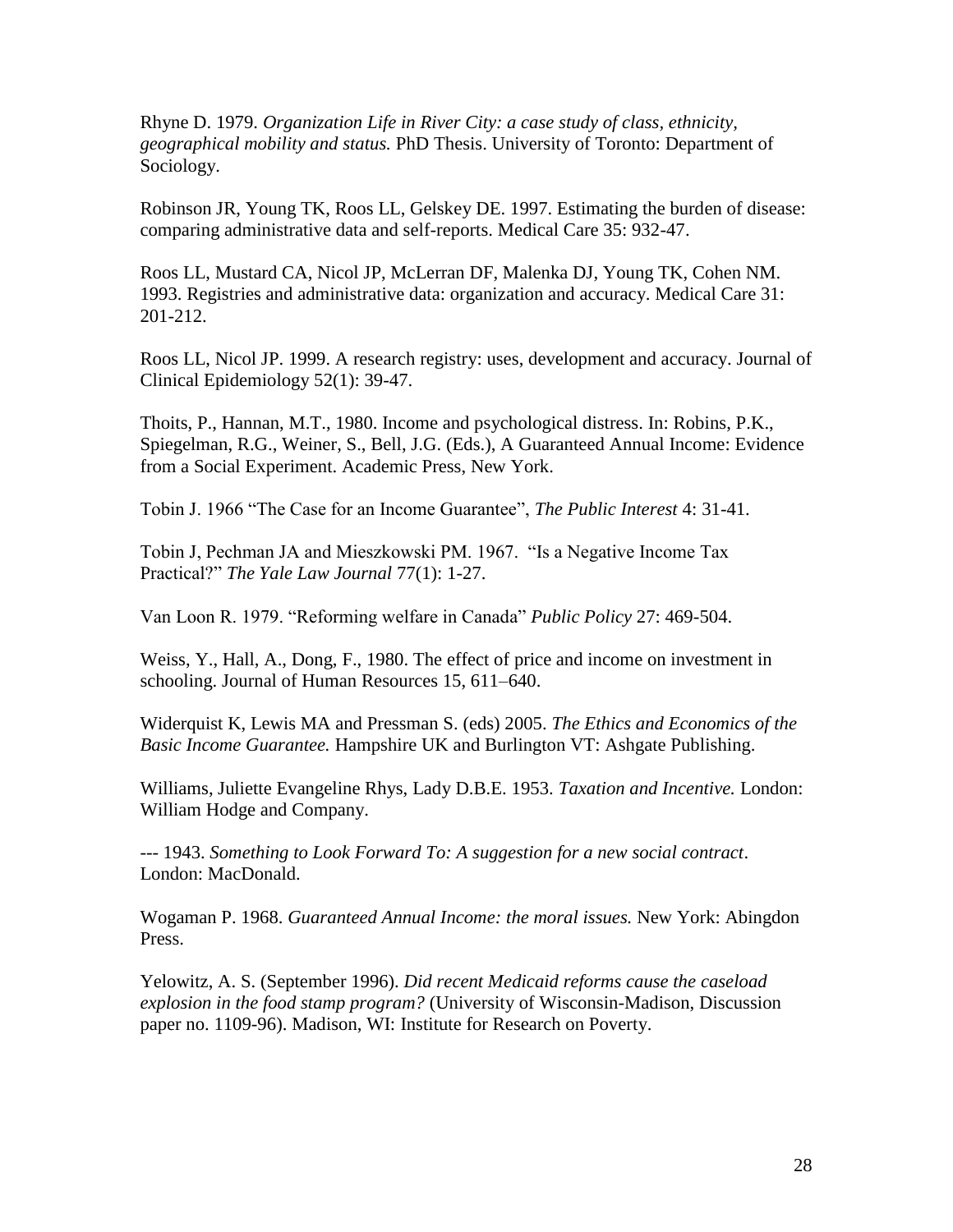Rhyne D. 1979. *Organization Life in River City: a case study of class, ethnicity, geographical mobility and status.* PhD Thesis. University of Toronto: Department of Sociology.

Robinson JR, Young TK, Roos LL, Gelskey DE. 1997. Estimating the burden of disease: comparing administrative data and self-reports. Medical Care 35: 932-47.

Roos LL, Mustard CA, Nicol JP, McLerran DF, Malenka DJ, Young TK, Cohen NM. 1993. Registries and administrative data: organization and accuracy. Medical Care 31: 201-212.

Roos LL, Nicol JP. 1999. A research registry: uses, development and accuracy. Journal of Clinical Epidemiology 52(1): 39-47.

Thoits, P., Hannan, M.T., 1980. Income and psychological distress. In: Robins, P.K., Spiegelman, R.G., Weiner, S., Bell, J.G. (Eds.), A Guaranteed Annual Income: Evidence from a Social Experiment. Academic Press, New York.

Tobin J. 1966 "The Case for an Income Guarantee", *The Public Interest* 4: 31-41.

Tobin J, Pechman JA and Mieszkowski PM. 1967. "Is a Negative Income Tax Practical?" *The Yale Law Journal* 77(1): 1-27.

Van Loon R. 1979. "Reforming welfare in Canada" *Public Policy* 27: 469-504.

Weiss, Y., Hall, A., Dong, F., 1980. The effect of price and income on investment in schooling. Journal of Human Resources 15, 611–640.

Widerquist K, Lewis MA and Pressman S. (eds) 2005. *The Ethics and Economics of the Basic Income Guarantee.* Hampshire UK and Burlington VT: Ashgate Publishing.

Williams, Juliette Evangeline Rhys, Lady D.B.E. 1953. *Taxation and Incentive.* London: William Hodge and Company.

--- 1943. *Something to Look Forward To: A suggestion for a new social contract*. London: MacDonald.

Wogaman P. 1968. *Guaranteed Annual Income: the moral issues.* New York: Abingdon Press.

Yelowitz, A. S. (September 1996). *Did recent Medicaid reforms cause the caseload explosion in the food stamp program?* (University of Wisconsin-Madison, Discussion paper no. 1109-96). Madison, WI: Institute for Research on Poverty.